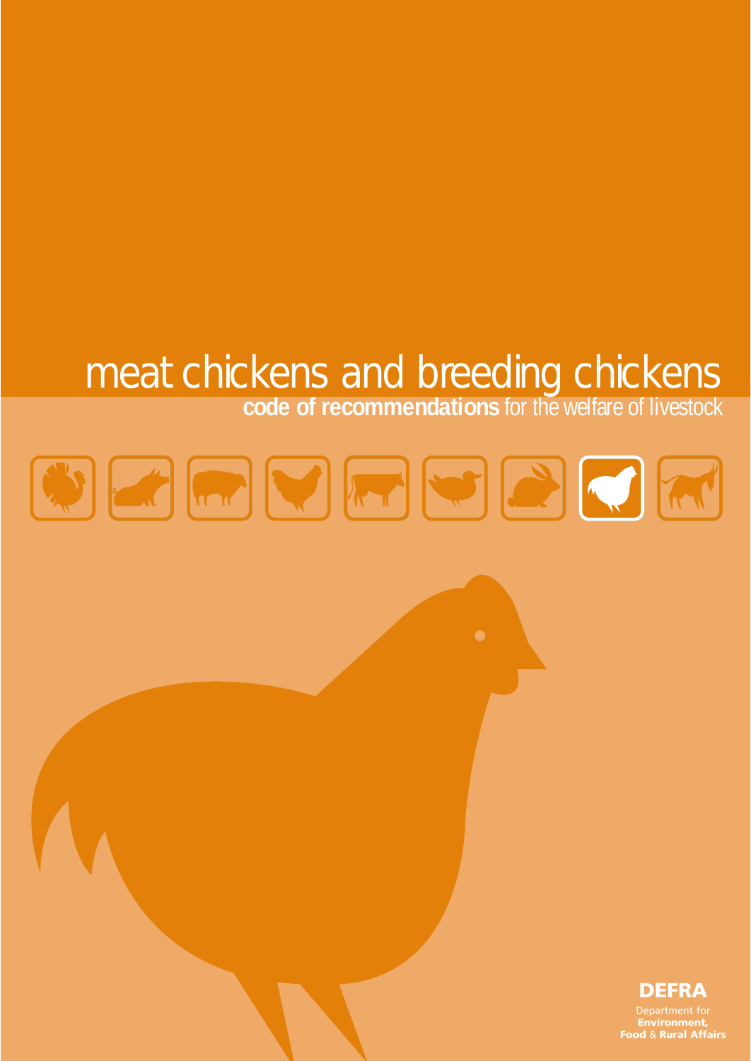# meat chickens and breeding chickens

**code of recommendations** for the welfare of livestock

DEFRA

Department for Environment, Food & Rural Affairs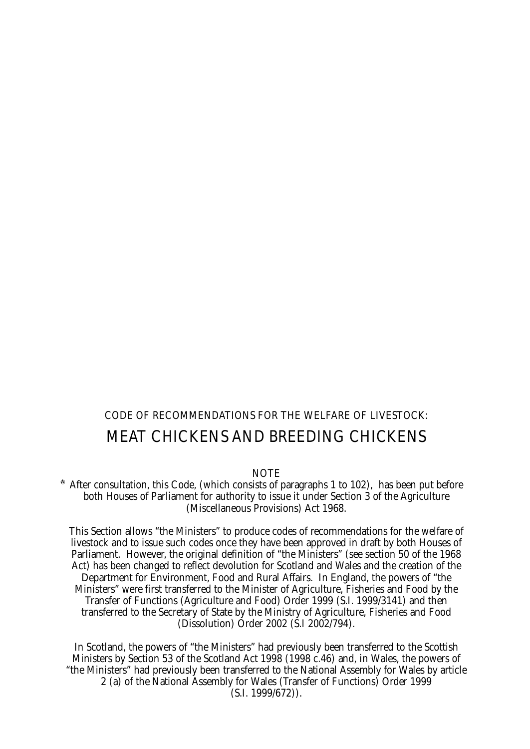CODE OF RECOMMENDATIONS FOR THE WELFARE OF LIVESTOCK:

# MEAT CHICKENS AND BREEDING CHICKENS

NOTE

® After consultation, this Code, (which consists of paragraphs 1 to 102), has been put before both Houses of Parliament for authority to issue it under Section 3 of the Agriculture (Miscellaneous Provisions) Act 1968.

This Section allows "the Ministers" to produce codes of recommendations for the welfare of livestock and to issue such codes once they have been approved in draft by both Houses of Parliament. However, the original definition of "the Ministers" (see section 50 of the 1968 Act) has been changed to reflect devolution for Scotland and Wales and the creation of the Department for Environment, Food and Rural Affairs. In England, the powers of "the Ministers" were first transferred to the Minister of Agriculture, Fisheries and Food by the Transfer of Functions (Agriculture and Food) Order 1999 (S.I. 1999/3141) and then transferred to the Secretary of State by the Ministry of Agriculture, Fisheries and Food (Dissolution) Order 2002 (S.I 2002/794).

In Scotland, the powers of "the Ministers" had previously been transferred to the Scottish Ministers by Section 53 of the Scotland Act 1998 (1998 c.46) and, in Wales, the powers of "the Ministers" had previously been transferred to the National Assembly for Wales by article 2 (a) of the National Assembly for Wales (Transfer of Functions) Order 1999 (S.I. 1999/672)).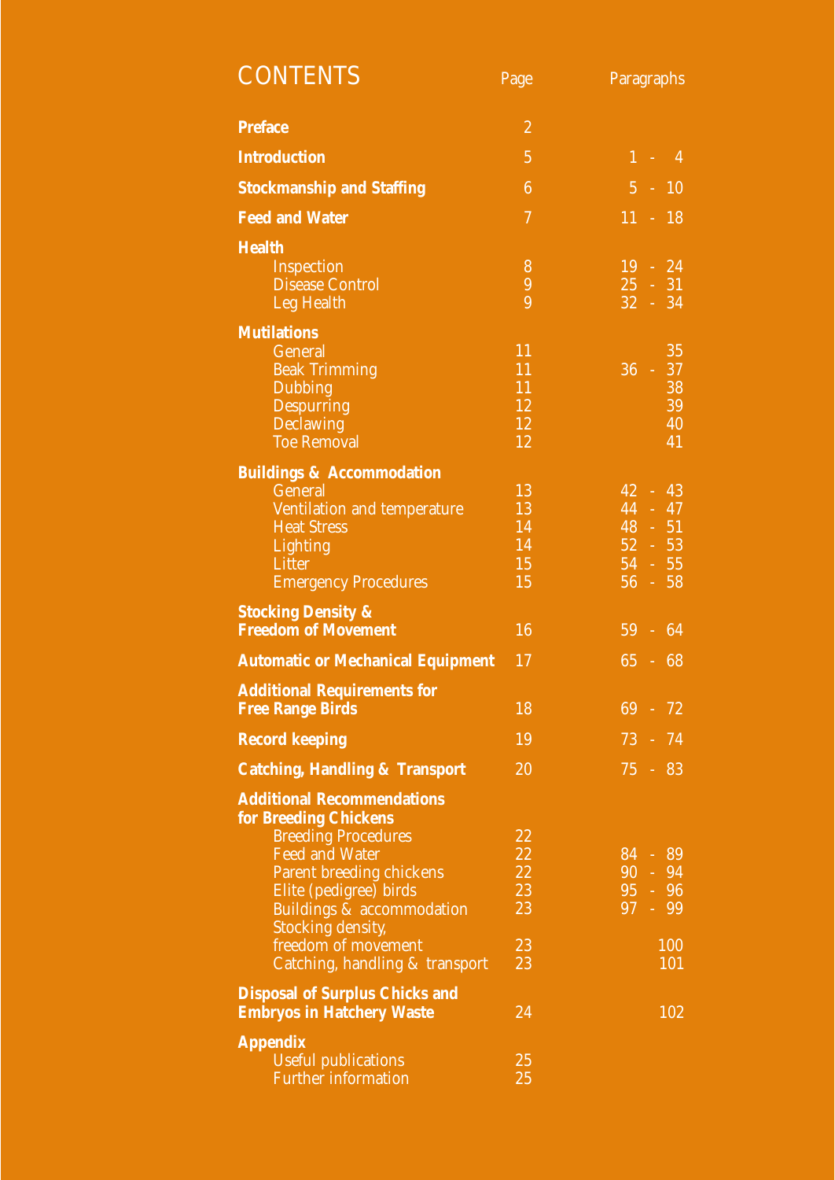# CONTENTS

| | Page | Paragraphs |
|---|---|---|
| **Preface** | 2 | |
| **Introduction** | 5 | 1 - 4 |
| **Stockmanship and Staffing** | 6 | 5 - 10 |
| **Feed and Water** | 7 | 11 - 18 |
| **Health** | | |
| Inspection | 8 | 19 - 24 |
| Disease Control | 9 | 25 - 31 |
| Leg Health | 9 | 32 - 34 |
| **Mutilations** | | |
| General | 11 | 35 |
| Beak Trimming | 11 | 36 - 37 |
| Dubbing | 11 | 38 |
| Despurring | 12 | 39 |
| Declawing | 12 | 40 |
| Toe Removal | 12 | 41 |
| **Buildings & Accommodation** | | |
| General | 13 | 42 - 43 |
| Ventilation and temperature | 13 | 44 - 47 |
| Heat Stress | 14 | 48 - 51 |
| Lighting | 14 | 52 - 53 |
| Litter | 15 | 54 - 55 |
| Emergency Procedures | 15 | 56 - 58 |
| **Stocking Density & Freedom of Movement** | 16 | 59 - 64 |
| **Automatic or Mechanical Equipment** | 17 | 65 - 68 |
| **Additional Requirements for Free Range Birds** | 18 | 69 - 72 |
| **Record keeping** | 19 | 73 - 74 |
| **Catching, Handling & Transport** | 20 | 75 - 83 |
| **Additional Recommendations for Breeding Chickens** | | |
| Breeding Procedures | 22 | |
| Feed and Water | 22 | 84 - 89 |
| Parent breeding chickens | 22 | 90 - 94 |
| Elite (pedigree) birds | 23 | 95 - 96 |
| Buildings & accommodation | 23 | 97 - 99 |
| Stocking density, freedom of movement | 23 | 100 |
| Catching, handling & transport | 23 | 101 |
| **Disposal of Surplus Chicks and Embryos in Hatchery Waste** | 24 | 102 |
| **Appendix** | | |
| Useful publications | 25 | |
| Further information | 25 | |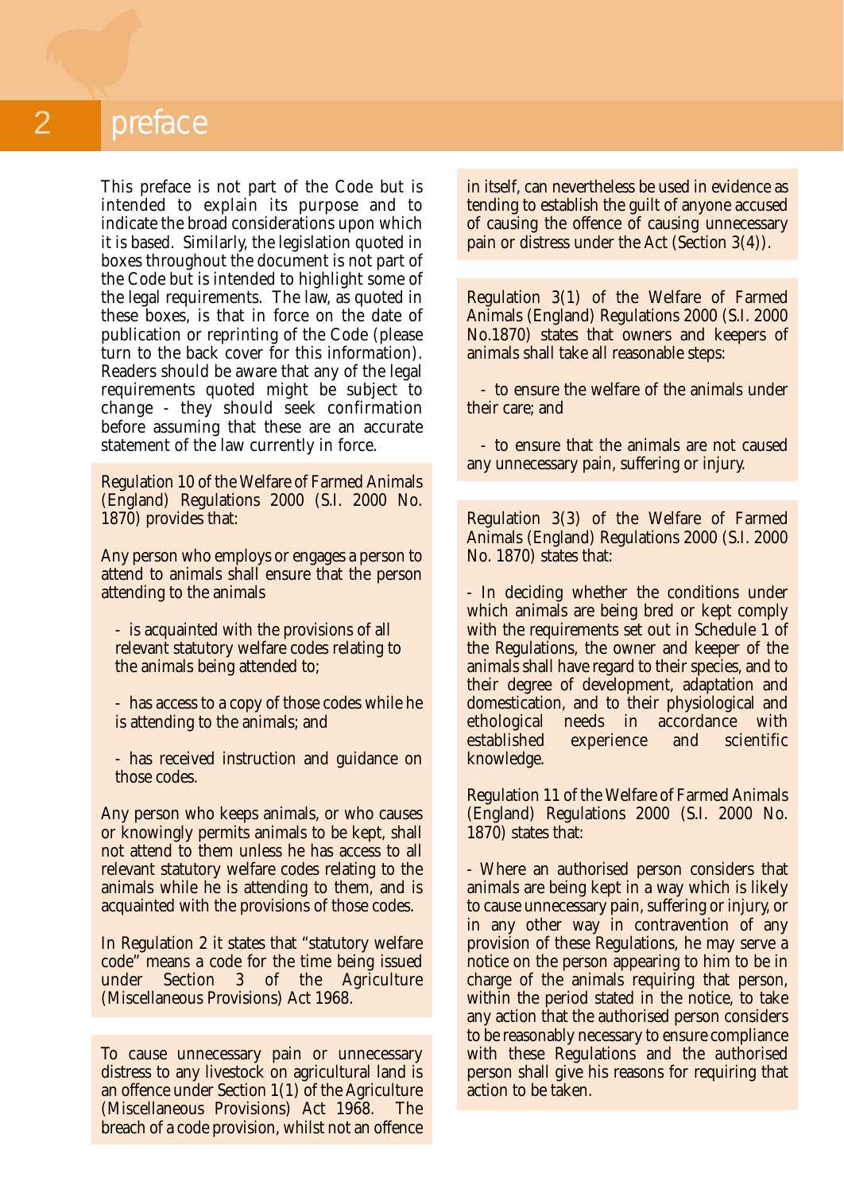# preface

This preface is not part of the Code but is intended to explain its purpose and to indicate the broad considerations upon which it is based. Similarly, the legislation quoted in boxes throughout the document is not part of the Code but is intended to highlight some of the legal requirements. The law, as quoted in these boxes, is that in force on the date of publication or reprinting of the Code (please turn to the back cover for this information). Readers should be aware that any of the legal requirements quoted might be subject to change - they should seek confirmation before assuming that these are an accurate statement of the law currently in force.

Regulation 10 of the Welfare of Farmed Animals (England) Regulations 2000 (S.I. 2000 No. 1870) provides that:

Any person who employs or engages a person to attend to animals shall ensure that the person attending to the animals

- is acquainted with the provisions of all relevant statutory welfare codes relating to the animals being attended to;
- has access to a copy of those codes while he is attending to the animals; and
- has received instruction and guidance on those codes.

Any person who keeps animals, or who causes or knowingly permits animals to be kept, shall not attend to them unless he has access to all relevant statutory welfare codes relating to the animals while he is attending to them, and is acquainted with the provisions of those codes.

In Regulation 2 it states that "statutory welfare code" means a code for the time being issued under Section 3 of the Agriculture (Miscellaneous Provisions) Act 1968.

To cause unnecessary pain or unnecessary distress to any livestock on agricultural land is an offence under Section 1(1) of the Agriculture (Miscellaneous Provisions) Act 1968. The breach of a code provision, whilst not an offence in itself, can nevertheless be used in evidence as tending to establish the guilt of anyone accused of causing the offence of causing unnecessary pain or distress under the Act (Section 3(4)).

Regulation 3(1) of the Welfare of Farmed Animals (England) Regulations 2000 (S.I. 2000 No.1870) states that owners and keepers of animals shall take all reasonable steps:

- to ensure the welfare of the animals under their care; and
- to ensure that the animals are not caused any unnecessary pain, suffering or injury.

Regulation 3(3) of the Welfare of Farmed Animals (England) Regulations 2000 (S.I. 2000 No. 1870) states that:

- In deciding whether the conditions under which animals are being bred or kept comply with the requirements set out in Schedule 1 of the Regulations, the owner and keeper of the animals shall have regard to their species, and to their degree of development, adaptation and domestication, and to their physiological and ethological needs in accordance with established experience and scientific knowledge.

Regulation 11 of the Welfare of Farmed Animals (England) Regulations 2000 (S.I. 2000 No. 1870) states that:

- Where an authorised person considers that animals are being kept in a way which is likely to cause unnecessary pain, suffering or injury, or in any other way in contravention of any provision of these Regulations, he may serve a notice on the person appearing to him to be in charge of the animals requiring that person, within the period stated in the notice, to take any action that the authorised person considers to be reasonably necessary to ensure compliance with these Regulations and the authorised person shall give his reasons for requiring that action to be taken.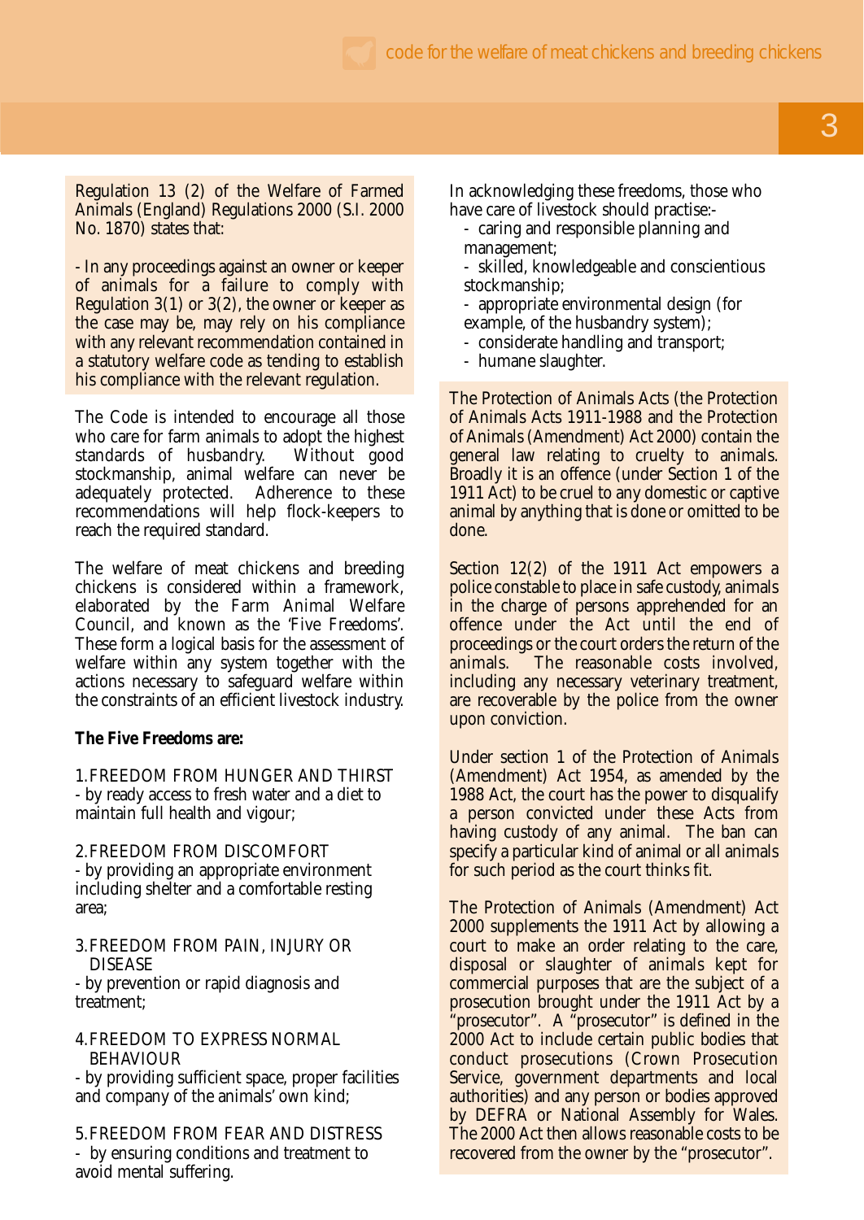Regulation 13 (2) of the Welfare of Farmed Animals (England) Regulations 2000 (S.I. 2000 No. 1870) states that:

- In any proceedings against an owner or keeper of animals for a failure to comply with Regulation 3(1) or 3(2), the owner or keeper as the case may be, may rely on his compliance with any relevant recommendation contained in a statutory welfare code as tending to establish his compliance with the relevant regulation.

The Code is intended to encourage all those who care for farm animals to adopt the highest standards of husbandry. Without good stockmanship, animal welfare can never be adequately protected. Adherence to these recommendations will help flock-keepers to reach the required standard.

The welfare of meat chickens and breeding chickens is considered within a framework, elaborated by the Farm Animal Welfare Council, and known as the 'Five Freedoms'. These form a logical basis for the assessment of welfare within any system together with the actions necessary to safeguard welfare within the constraints of an efficient livestock industry.

**The Five Freedoms are:**

1. FREEDOM FROM HUNGER AND THIRST
- by ready access to fresh water and a diet to maintain full health and vigour;

2. FREEDOM FROM DISCOMFORT
- by providing an appropriate environment including shelter and a comfortable resting area;

3. FREEDOM FROM PAIN, INJURY OR DISEASE
- by prevention or rapid diagnosis and treatment;

4. FREEDOM TO EXPRESS NORMAL BEHAVIOUR
- by providing sufficient space, proper facilities and company of the animals' own kind;

5. FREEDOM FROM FEAR AND DISTRESS
- by ensuring conditions and treatment to avoid mental suffering.

In acknowledging these freedoms, those who have care of livestock should practise:-

- caring and responsible planning and management;
- skilled, knowledgeable and conscientious stockmanship;
- appropriate environmental design (for example, of the husbandry system);
- considerate handling and transport;
- humane slaughter.

The Protection of Animals Acts (the Protection of Animals Acts 1911-1988 and the Protection of Animals (Amendment) Act 2000) contain the general law relating to cruelty to animals. Broadly it is an offence (under Section 1 of the 1911 Act) to be cruel to any domestic or captive animal by anything that is done or omitted to be done.

Section 12(2) of the 1911 Act empowers a police constable to place in safe custody, animals in the charge of persons apprehended for an offence under the Act until the end of proceedings or the court orders the return of the animals. The reasonable costs involved, including any necessary veterinary treatment, are recoverable by the police from the owner upon conviction.

Under section 1 of the Protection of Animals (Amendment) Act 1954, as amended by the 1988 Act, the court has the power to disqualify a person convicted under these Acts from having custody of any animal. The ban can specify a particular kind of animal or all animals for such period as the court thinks fit.

The Protection of Animals (Amendment) Act 2000 supplements the 1911 Act by allowing a court to make an order relating to the care, disposal or slaughter of animals kept for commercial purposes that are the subject of a prosecution brought under the 1911 Act by a "prosecutor". A "prosecutor" is defined in the 2000 Act to include certain public bodies that conduct prosecutions (Crown Prosecution Service, government departments and local authorities) and any person or bodies approved by DEFRA or National Assembly for Wales. The 2000 Act then allows reasonable costs to be recovered from the owner by the "prosecutor".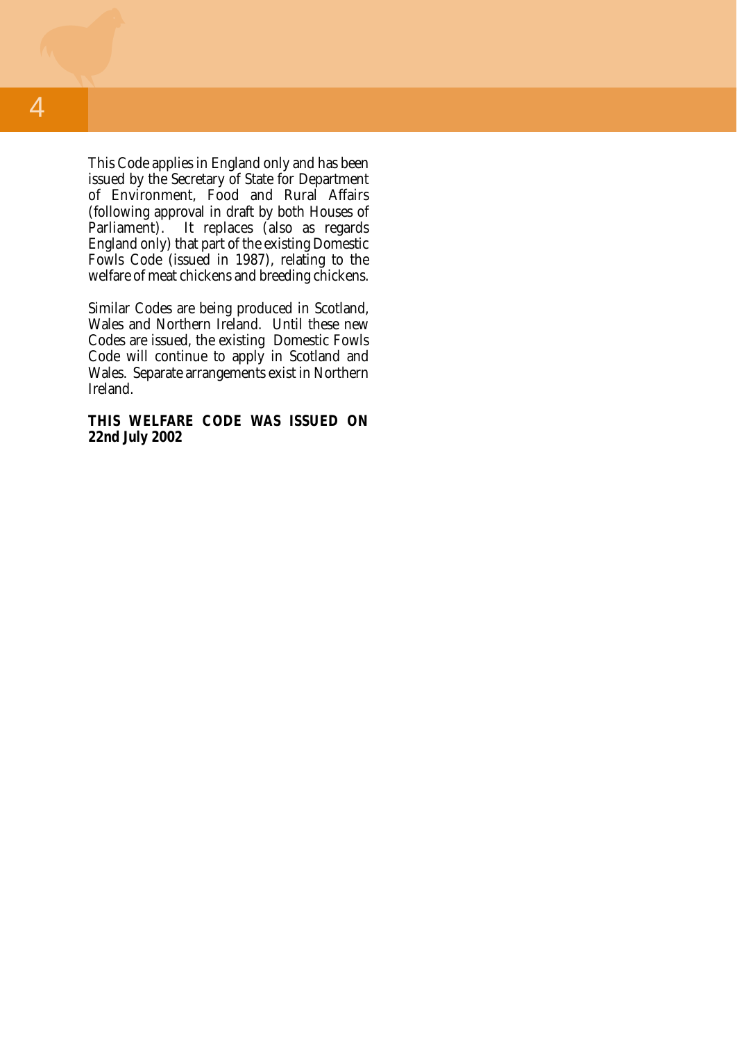This Code applies in England only and has been issued by the Secretary of State for Department of Environment, Food and Rural Affairs (following approval in draft by both Houses of Parliament). It replaces (also as regards England only) that part of the existing Domestic Fowls Code (issued in 1987), relating to the welfare of meat chickens and breeding chickens.

Similar Codes are being produced in Scotland, Wales and Northern Ireland. Until these new Codes are issued, the existing Domestic Fowls Code will continue to apply in Scotland and Wales. Separate arrangements exist in Northern Ireland.

**THIS WELFARE CODE WAS ISSUED ON 22nd July 2002**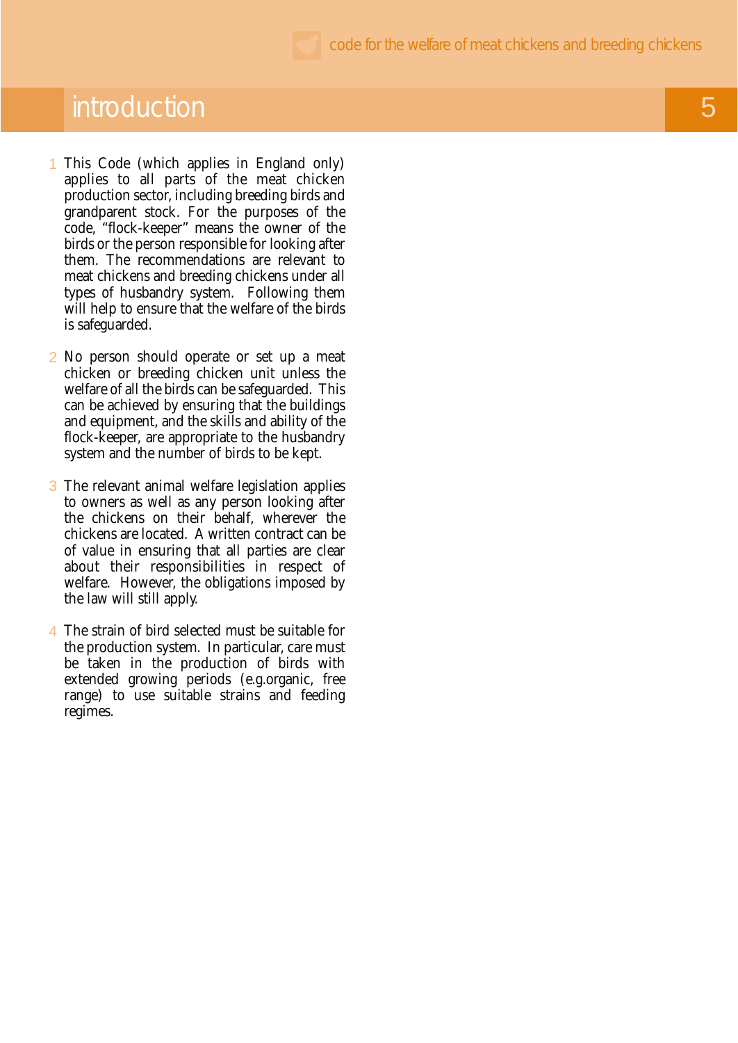# introduction

1 This Code (which applies in England only) applies to all parts of the meat chicken production sector, including breeding birds and grandparent stock. For the purposes of the code, "flock-keeper" means the owner of the birds or the person responsible for looking after them. The recommendations are relevant to meat chickens and breeding chickens under all types of husbandry system. Following them will help to ensure that the welfare of the birds is safeguarded.

2 No person should operate or set up a meat chicken or breeding chicken unit unless the welfare of all the birds can be safeguarded. This can be achieved by ensuring that the buildings and equipment, and the skills and ability of the flock-keeper, are appropriate to the husbandry system and the number of birds to be kept.

3 The relevant animal welfare legislation applies to owners as well as any person looking after the chickens on their behalf, wherever the chickens are located. A written contract can be of value in ensuring that all parties are clear about their responsibilities in respect of welfare. However, the obligations imposed by the law will still apply.

4 The strain of bird selected must be suitable for the production system. In particular, care must be taken in the production of birds with extended growing periods (e.g.organic, free range) to use suitable strains and feeding regimes.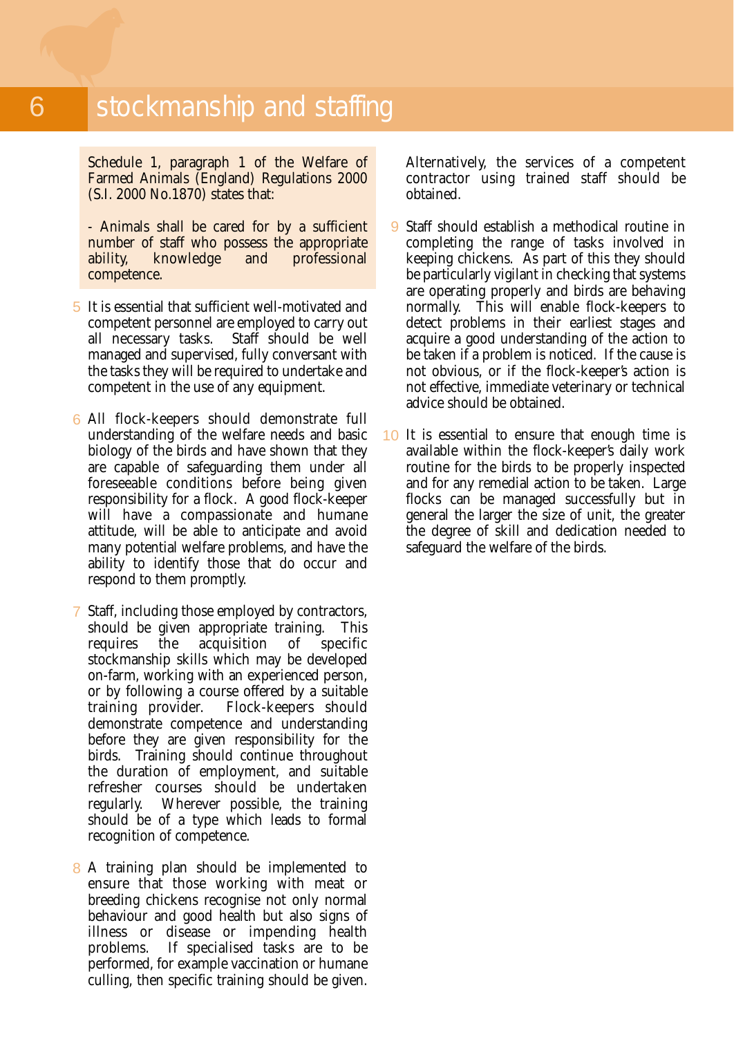# 6 stockmanship and staffing

Schedule 1, paragraph 1 of the Welfare of Farmed Animals (England) Regulations 2000 (S.I. 2000 No.1870) states that:

- Animals shall be cared for by a sufficient number of staff who possess the appropriate ability, knowledge and professional competence.

5 It is essential that sufficient well-motivated and competent personnel are employed to carry out all necessary tasks. Staff should be well managed and supervised, fully conversant with the tasks they will be required to undertake and competent in the use of any equipment.

6 All flock-keepers should demonstrate full understanding of the welfare needs and basic biology of the birds and have shown that they are capable of safeguarding them under all foreseeable conditions before being given responsibility for a flock. A good flock-keeper will have a compassionate and humane attitude, will be able to anticipate and avoid many potential welfare problems, and have the ability to identify those that do occur and respond to them promptly.

7 Staff, including those employed by contractors, should be given appropriate training. This requires the acquisition of specific stockmanship skills which may be developed on-farm, working with an experienced person, or by following a course offered by a suitable training provider. Flock-keepers should demonstrate competence and understanding before they are given responsibility for the birds. Training should continue throughout the duration of employment, and suitable refresher courses should be undertaken regularly. Wherever possible, the training should be of a type which leads to formal recognition of competence.

8 A training plan should be implemented to ensure that those working with meat or breeding chickens recognise not only normal behaviour and good health but also signs of illness or disease or impending health problems. If specialised tasks are to be performed, for example vaccination or humane culling, then specific training should be given. Alternatively, the services of a competent contractor using trained staff should be obtained.

9 Staff should establish a methodical routine in completing the range of tasks involved in keeping chickens. As part of this they should be particularly vigilant in checking that systems are operating properly and birds are behaving normally. This will enable flock-keepers to detect problems in their earliest stages and acquire a good understanding of the action to be taken if a problem is noticed. If the cause is not obvious, or if the flock-keeper's action is not effective, immediate veterinary or technical advice should be obtained.

10 It is essential to ensure that enough time is available within the flock-keeper's daily work routine for the birds to be properly inspected and for any remedial action to be taken. Large flocks can be managed successfully but in general the larger the size of unit, the greater the degree of skill and dedication needed to safeguard the welfare of the birds.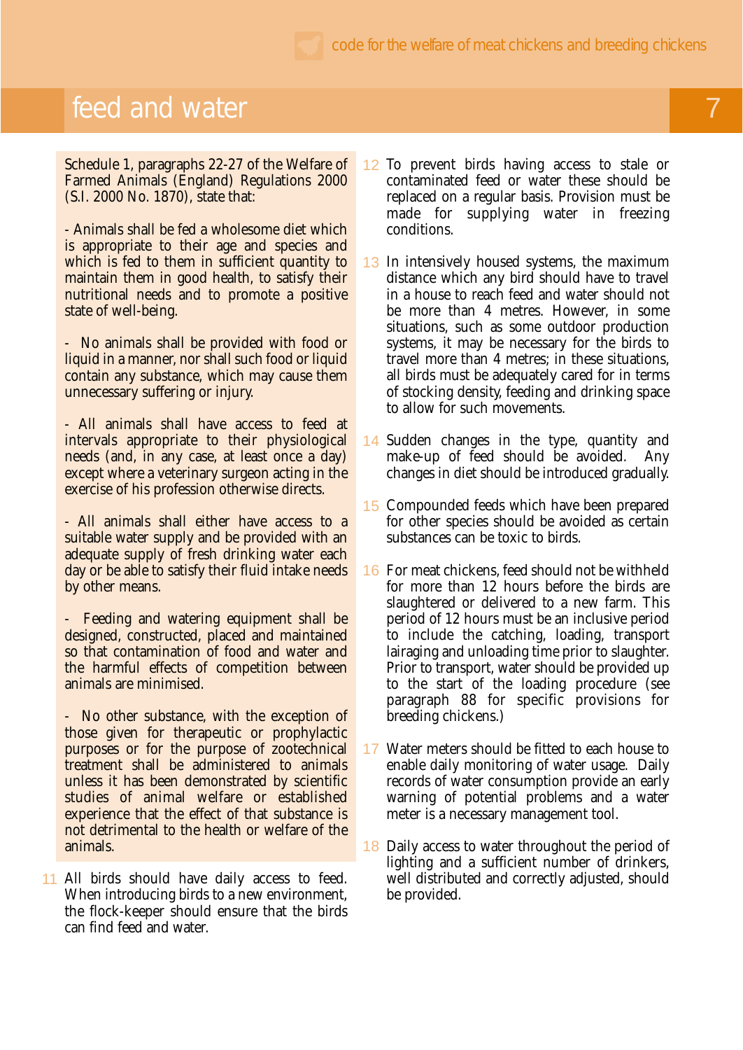# feed and water

Schedule 1, paragraphs 22-27 of the Welfare of Farmed Animals (England) Regulations 2000 (S.I. 2000 No. 1870), state that:

- Animals shall be fed a wholesome diet which is appropriate to their age and species and which is fed to them in sufficient quantity to maintain them in good health, to satisfy their nutritional needs and to promote a positive state of well-being.

- No animals shall be provided with food or liquid in a manner, nor shall such food or liquid contain any substance, which may cause them unnecessary suffering or injury.

- All animals shall have access to feed at intervals appropriate to their physiological needs (and, in any case, at least once a day) except where a veterinary surgeon acting in the exercise of his profession otherwise directs.

- All animals shall either have access to a suitable water supply and be provided with an adequate supply of fresh drinking water each day or be able to satisfy their fluid intake needs by other means.

- Feeding and watering equipment shall be designed, constructed, placed and maintained so that contamination of food and water and the harmful effects of competition between animals are minimised.

- No other substance, with the exception of those given for therapeutic or prophylactic purposes or for the purpose of zootechnical treatment shall be administered to animals unless it has been demonstrated by scientific studies of animal welfare or established experience that the effect of that substance is not detrimental to the health or welfare of the animals.

11 All birds should have daily access to feed. When introducing birds to a new environment, the flock-keeper should ensure that the birds can find feed and water.

12 To prevent birds having access to stale or contaminated feed or water these should be replaced on a regular basis. Provision must be made for supplying water in freezing conditions.

13 In intensively housed systems, the maximum distance which any bird should have to travel in a house to reach feed and water should not be more than 4 metres. However, in some situations, such as some outdoor production systems, it may be necessary for the birds to travel more than 4 metres; in these situations, all birds must be adequately cared for in terms of stocking density, feeding and drinking space to allow for such movements.

14 Sudden changes in the type, quantity and make-up of feed should be avoided. Any changes in diet should be introduced gradually.

15 Compounded feeds which have been prepared for other species should be avoided as certain substances can be toxic to birds.

16 For meat chickens, feed should not be withheld for more than 12 hours before the birds are slaughtered or delivered to a new farm. This period of 12 hours must be an inclusive period to include the catching, loading, transport lairaging and unloading time prior to slaughter. Prior to transport, water should be provided up to the start of the loading procedure (see paragraph 88 for specific provisions for breeding chickens.)

17 Water meters should be fitted to each house to enable daily monitoring of water usage. Daily records of water consumption provide an early warning of potential problems and a water meter is a necessary management tool.

18 Daily access to water throughout the period of lighting and a sufficient number of drinkers, well distributed and correctly adjusted, should be provided.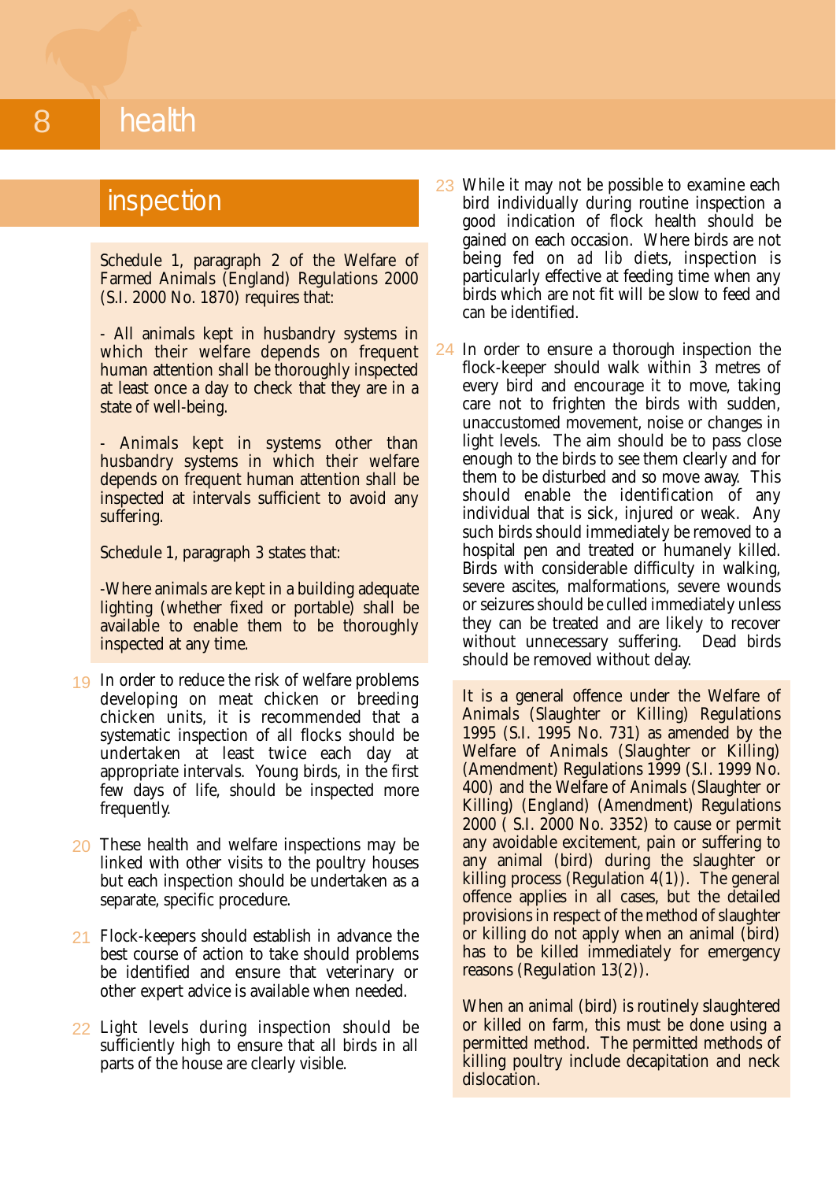# 8 health

## inspection

Schedule 1, paragraph 2 of the Welfare of Farmed Animals (England) Regulations 2000 (S.I. 2000 No. 1870) requires that:

- All animals kept in husbandry systems in which their welfare depends on frequent human attention shall be thoroughly inspected at least once a day to check that they are in a state of well-being.

- Animals kept in systems other than husbandry systems in which their welfare depends on frequent human attention shall be inspected at intervals sufficient to avoid any suffering.

Schedule 1, paragraph 3 states that:

-Where animals are kept in a building adequate lighting (whether fixed or portable) shall be available to enable them to be thoroughly inspected at any time.

19 In order to reduce the risk of welfare problems developing on meat chicken or breeding chicken units, it is recommended that a systematic inspection of all flocks should be undertaken at least twice each day at appropriate intervals. Young birds, in the first few days of life, should be inspected more frequently.

20 These health and welfare inspections may be linked with other visits to the poultry houses but each inspection should be undertaken as a separate, specific procedure.

21 Flock-keepers should establish in advance the best course of action to take should problems be identified and ensure that veterinary or other expert advice is available when needed.

22 Light levels during inspection should be sufficiently high to ensure that all birds in all parts of the house are clearly visible.

23 While it may not be possible to examine each bird individually during routine inspection a good indication of flock health should be gained on each occasion. Where birds are not being fed on *ad lib* diets, inspection is particularly effective at feeding time when any birds which are not fit will be slow to feed and can be identified.

24 In order to ensure a thorough inspection the flock-keeper should walk within 3 metres of every bird and encourage it to move, taking care not to frighten the birds with sudden, unaccustomed movement, noise or changes in light levels. The aim should be to pass close enough to the birds to see them clearly and for them to be disturbed and so move away. This should enable the identification of any individual that is sick, injured or weak. Any such birds should immediately be removed to a hospital pen and treated or humanely killed. Birds with considerable difficulty in walking, severe ascites, malformations, severe wounds or seizures should be culled immediately unless they can be treated and are likely to recover without unnecessary suffering. Dead birds should be removed without delay.

It is a general offence under the Welfare of Animals (Slaughter or Killing) Regulations 1995 (S.I. 1995 No. 731) as amended by the Welfare of Animals (Slaughter or Killing) (Amendment) Regulations 1999 (S.I. 1999 No. 400) and the Welfare of Animals (Slaughter or Killing) (England) (Amendment) Regulations 2000 ( S.I. 2000 No. 3352) to cause or permit any avoidable excitement, pain or suffering to any animal (bird) during the slaughter or killing process (Regulation 4(1)). The general offence applies in all cases, but the detailed provisions in respect of the method of slaughter or killing do not apply when an animal (bird) has to be killed immediately for emergency reasons (Regulation 13(2)).

When an animal (bird) is routinely slaughtered or killed on farm, this must be done using a permitted method. The permitted methods of killing poultry include decapitation and neck dislocation.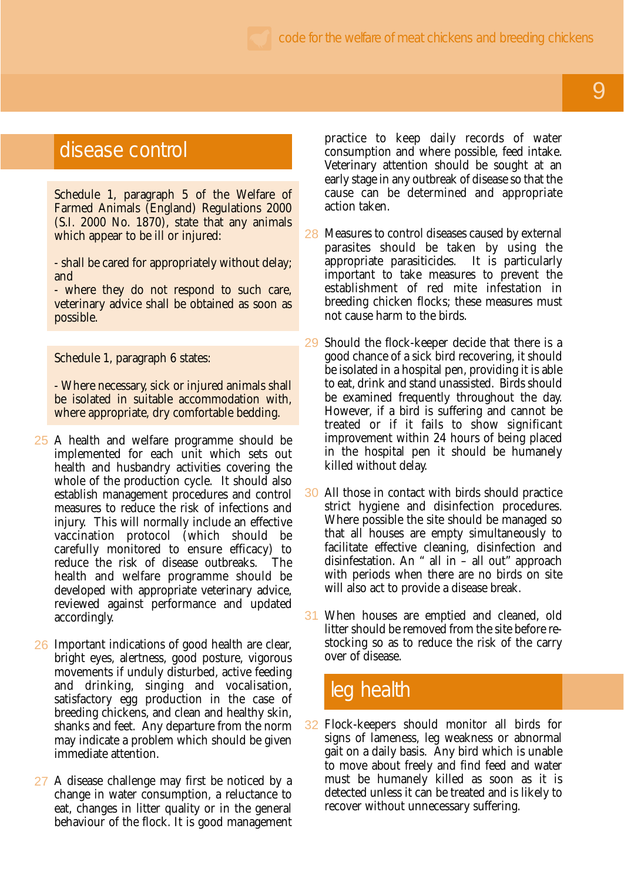## disease control

Schedule 1, paragraph 5 of the Welfare of Farmed Animals (England) Regulations 2000 (S.I. 2000 No. 1870), state that any animals which appear to be ill or injured:

- shall be cared for appropriately without delay; and
- where they do not respond to such care, veterinary advice shall be obtained as soon as possible.

Schedule 1, paragraph 6 states:

- Where necessary, sick or injured animals shall be isolated in suitable accommodation with, where appropriate, dry comfortable bedding.

25 A health and welfare programme should be implemented for each unit which sets out health and husbandry activities covering the whole of the production cycle. It should also establish management procedures and control measures to reduce the risk of infections and injury. This will normally include an effective vaccination protocol (which should be carefully monitored to ensure efficacy) to reduce the risk of disease outbreaks. The health and welfare programme should be developed with appropriate veterinary advice, reviewed against performance and updated accordingly.

26 Important indications of good health are clear, bright eyes, alertness, good posture, vigorous movements if unduly disturbed, active feeding and drinking, singing and vocalisation, satisfactory egg production in the case of breeding chickens, and clean and healthy skin, shanks and feet. Any departure from the norm may indicate a problem which should be given immediate attention.

27 A disease challenge may first be noticed by a change in water consumption, a reluctance to eat, changes in litter quality or in the general behaviour of the flock. It is good management practice to keep daily records of water consumption and where possible, feed intake. Veterinary attention should be sought at an early stage in any outbreak of disease so that the cause can be determined and appropriate action taken.

28 Measures to control diseases caused by external parasites should be taken by using the appropriate parasiticides. It is particularly important to take measures to prevent the establishment of red mite infestation in breeding chicken flocks; these measures must not cause harm to the birds.

29 Should the flock-keeper decide that there is a good chance of a sick bird recovering, it should be isolated in a hospital pen, providing it is able to eat, drink and stand unassisted. Birds should be examined frequently throughout the day. However, if a bird is suffering and cannot be treated or if it fails to show significant improvement within 24 hours of being placed in the hospital pen it should be humanely killed without delay.

30 All those in contact with birds should practice strict hygiene and disinfection procedures. Where possible the site should be managed so that all houses are empty simultaneously to facilitate effective cleaning, disinfection and disinfestation. An " all in – all out" approach with periods when there are no birds on site will also act to provide a disease break.

31 When houses are emptied and cleaned, old litter should be removed from the site before re-stocking so as to reduce the risk of the carry over of disease.

## leg health

32 Flock-keepers should monitor all birds for signs of lameness, leg weakness or abnormal gait on a daily basis. Any bird which is unable to move about freely and find feed and water must be humanely killed as soon as it is detected unless it can be treated and is likely to recover without unnecessary suffering.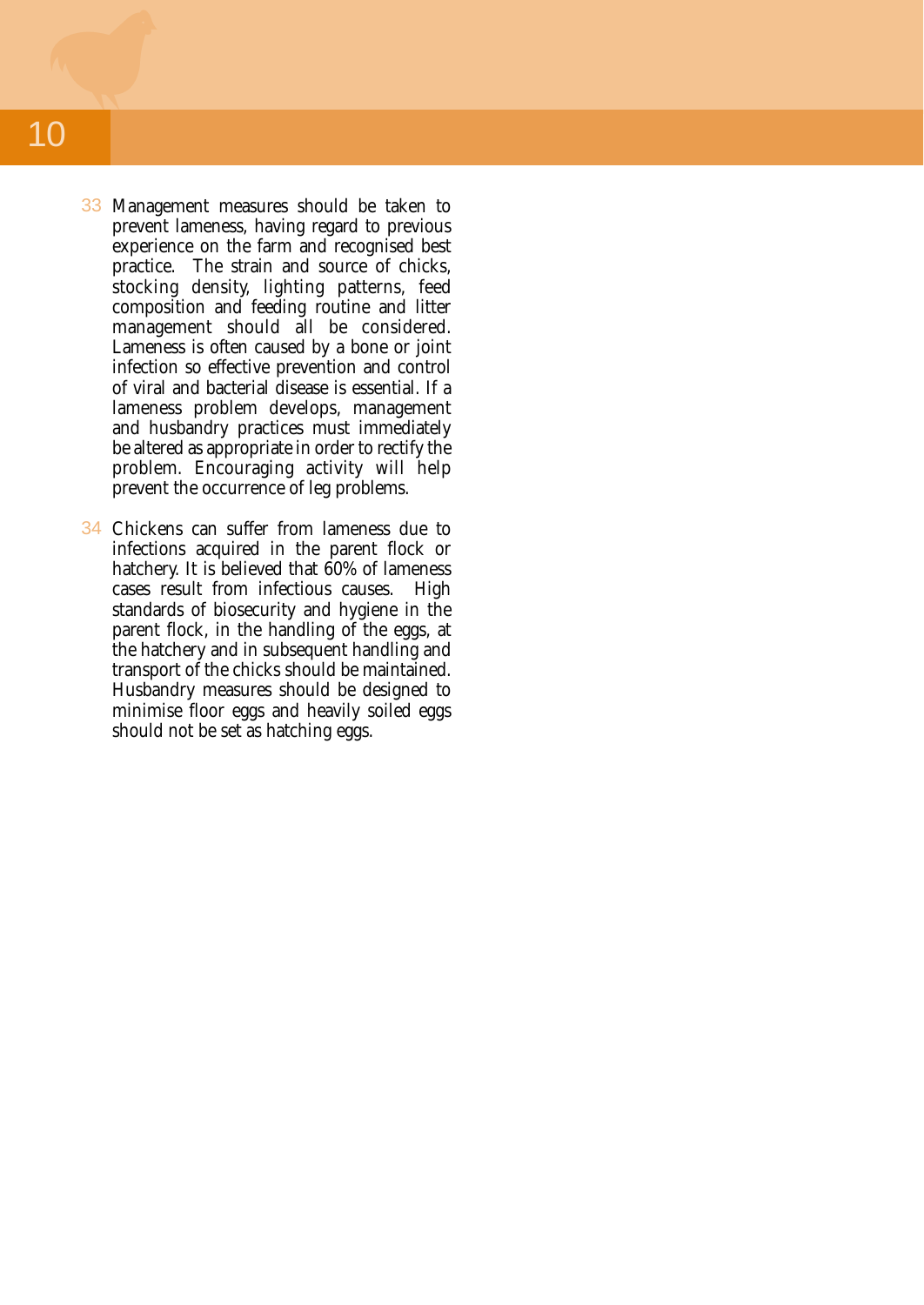33 Management measures should be taken to prevent lameness, having regard to previous experience on the farm and recognised best practice. The strain and source of chicks, stocking density, lighting patterns, feed composition and feeding routine and litter management should all be considered. Lameness is often caused by a bone or joint infection so effective prevention and control of viral and bacterial disease is essential. If a lameness problem develops, management and husbandry practices must immediately be altered as appropriate in order to rectify the problem. Encouraging activity will help prevent the occurrence of leg problems.

34 Chickens can suffer from lameness due to infections acquired in the parent flock or hatchery. It is believed that 60% of lameness cases result from infectious causes. High standards of biosecurity and hygiene in the parent flock, in the handling of the eggs, at the hatchery and in subsequent handling and transport of the chicks should be maintained. Husbandry measures should be designed to minimise floor eggs and heavily soiled eggs should not be set as hatching eggs.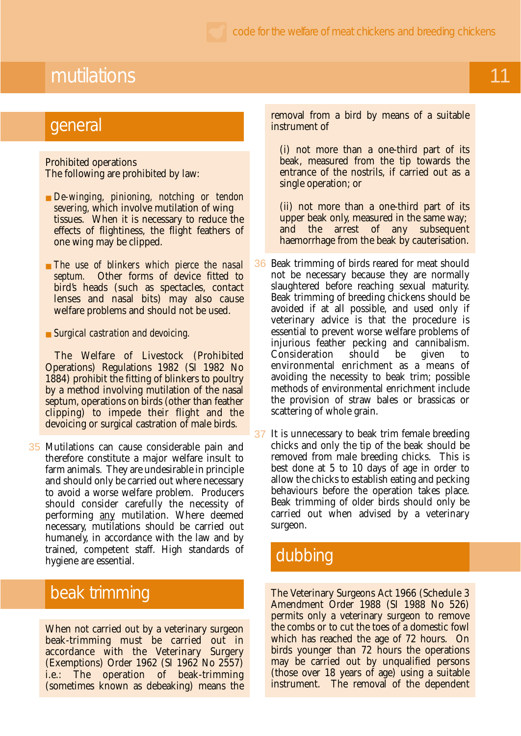# mutilations

## general

Prohibited operations
The following are prohibited by law:

- *De-winging, pinioning, notching or tendon severing*, which involve mutilation of wing tissues. When it is necessary to reduce the effects of flightiness, the flight feathers of one wing may be clipped.
- *The use of blinkers which pierce the nasal septum.* Other forms of device fitted to bird's heads (such as spectacles, contact lenses and nasal bits) may also cause welfare problems and should not be used.
- *Surgical castration and devoicing.*

The Welfare of Livestock (Prohibited Operations) Regulations 1982 (SI 1982 No 1884) prohibit the fitting of blinkers to poultry by a method involving mutilation of the nasal septum, operations on birds (other than feather clipping) to impede their flight and the devoicing or surgical castration of male birds.

35 Mutilations can cause considerable pain and therefore constitute a major welfare insult to farm animals. They are undesirable in principle and should only be carried out where necessary to avoid a worse welfare problem. Producers should consider carefully the necessity of performing any mutilation. Where deemed necessary, mutilations should be carried out humanely, in accordance with the law and by trained, competent staff. High standards of hygiene are essential.

## beak trimming

When not carried out by a veterinary surgeon beak-trimming must be carried out in accordance with the Veterinary Surgery (Exemptions) Order 1962 (SI 1962 No 2557) i.e.: The operation of beak-trimming (sometimes known as debeaking) means the removal from a bird by means of a suitable instrument of

(i) not more than a one-third part of its beak, measured from the tip towards the entrance of the nostrils, if carried out as a single operation; or

(ii) not more than a one-third part of its upper beak only, measured in the same way; and the arrest of any subsequent haemorrhage from the beak by cauterisation.

36 Beak trimming of birds reared for meat should not be necessary because they are normally slaughtered before reaching sexual maturity. Beak trimming of breeding chickens should be avoided if at all possible, and used only if veterinary advice is that the procedure is essential to prevent worse welfare problems of injurious feather pecking and cannibalism. Consideration should be given to environmental enrichment as a means of avoiding the necessity to beak trim; possible methods of environmental enrichment include the provision of straw bales or brassicas or scattering of whole grain.

37 It is unnecessary to beak trim female breeding chicks and only the tip of the beak should be removed from male breeding chicks. This is best done at 5 to 10 days of age in order to allow the chicks to establish eating and pecking behaviours before the operation takes place. Beak trimming of older birds should only be carried out when advised by a veterinary surgeon.

## dubbing

The Veterinary Surgeons Act 1966 (Schedule 3 Amendment Order 1988 (SI 1988 No 526) permits only a veterinary surgeon to remove the combs or to cut the toes of a domestic fowl which has reached the age of 72 hours. On birds younger than 72 hours the operations may be carried out by unqualified persons (those over 18 years of age) using a suitable instrument. The removal of the dependent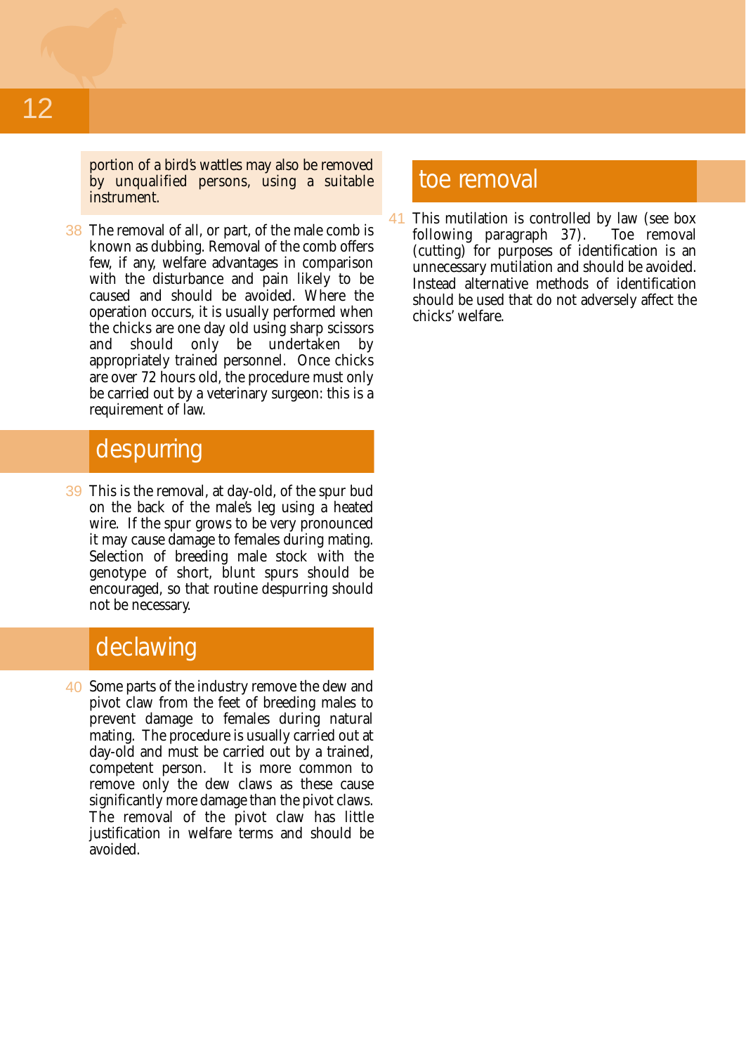portion of a bird's wattles may also be removed by unqualified persons, using a suitable instrument.

38 The removal of all, or part, of the male comb is known as dubbing. Removal of the comb offers few, if any, welfare advantages in comparison with the disturbance and pain likely to be caused and should be avoided. Where the operation occurs, it is usually performed when the chicks are one day old using sharp scissors and should only be undertaken by appropriately trained personnel. Once chicks are over 72 hours old, the procedure must only be carried out by a veterinary surgeon: this is a requirement of law.

## despurring

39 This is the removal, at day-old, of the spur bud on the back of the male's leg using a heated wire. If the spur grows to be very pronounced it may cause damage to females during mating. Selection of breeding male stock with the genotype of short, blunt spurs should be encouraged, so that routine despurring should not be necessary.

## declawing

40 Some parts of the industry remove the dew and pivot claw from the feet of breeding males to prevent damage to females during natural mating. The procedure is usually carried out at day-old and must be carried out by a trained, competent person. It is more common to remove only the dew claws as these cause significantly more damage than the pivot claws. The removal of the pivot claw has little justification in welfare terms and should be avoided.

## toe removal

41 This mutilation is controlled by law (see box following paragraph 37). Toe removal (cutting) for purposes of identification is an unnecessary mutilation and should be avoided. Instead alternative methods of identification should be used that do not adversely affect the chicks' welfare.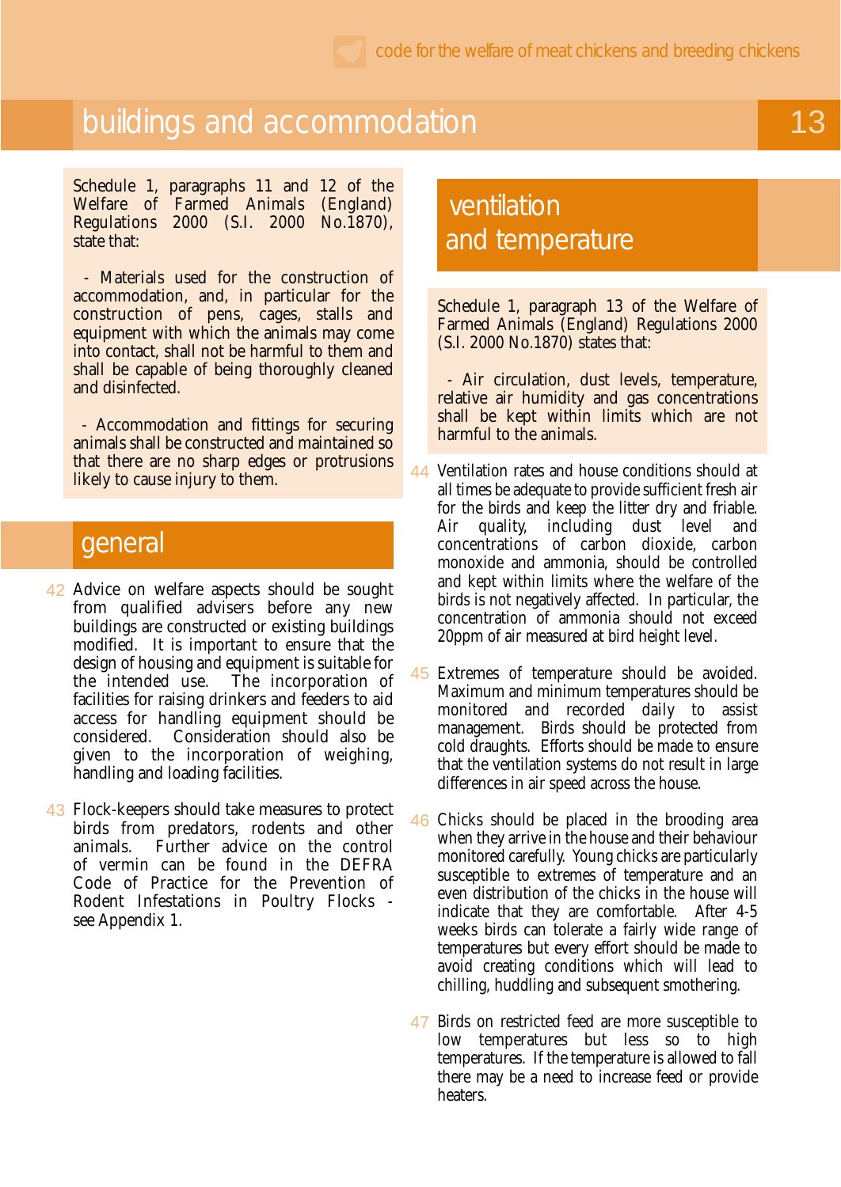# buildings and accommodation

Schedule 1, paragraphs 11 and 12 of the Welfare of Farmed Animals (England) Regulations 2000 (S.I. 2000 No.1870), state that:

- Materials used for the construction of accommodation, and, in particular for the construction of pens, cages, stalls and equipment with which the animals may come into contact, shall not be harmful to them and shall be capable of being thoroughly cleaned and disinfected.

- Accommodation and fittings for securing animals shall be constructed and maintained so that there are no sharp edges or protrusions likely to cause injury to them.

## general

42 Advice on welfare aspects should be sought from qualified advisers before any new buildings are constructed or existing buildings modified. It is important to ensure that the design of housing and equipment is suitable for the intended use. The incorporation of facilities for raising drinkers and feeders to aid access for handling equipment should be considered. Consideration should also be given to the incorporation of weighing, handling and loading facilities.

43 Flock-keepers should take measures to protect birds from predators, rodents and other animals. Further advice on the control of vermin can be found in the DEFRA Code of Practice for the Prevention of Rodent Infestations in Poultry Flocks - see Appendix 1.

## ventilation and temperature

Schedule 1, paragraph 13 of the Welfare of Farmed Animals (England) Regulations 2000 (S.I. 2000 No.1870) states that:

- Air circulation, dust levels, temperature, relative air humidity and gas concentrations shall be kept within limits which are not harmful to the animals.

44 Ventilation rates and house conditions should at all times be adequate to provide sufficient fresh air for the birds and keep the litter dry and friable. Air quality, including dust level and concentrations of carbon dioxide, carbon monoxide and ammonia, should be controlled and kept within limits where the welfare of the birds is not negatively affected. In particular, the concentration of ammonia should not exceed 20ppm of air measured at bird height level.

45 Extremes of temperature should be avoided. Maximum and minimum temperatures should be monitored and recorded daily to assist management. Birds should be protected from cold draughts. Efforts should be made to ensure that the ventilation systems do not result in large differences in air speed across the house.

46 Chicks should be placed in the brooding area when they arrive in the house and their behaviour monitored carefully. Young chicks are particularly susceptible to extremes of temperature and an even distribution of the chicks in the house will indicate that they are comfortable. After 4-5 weeks birds can tolerate a fairly wide range of temperatures but every effort should be made to avoid creating conditions which will lead to chilling, huddling and subsequent smothering.

47 Birds on restricted feed are more susceptible to low temperatures but less so to high temperatures. If the temperature is allowed to fall there may be a need to increase feed or provide heaters.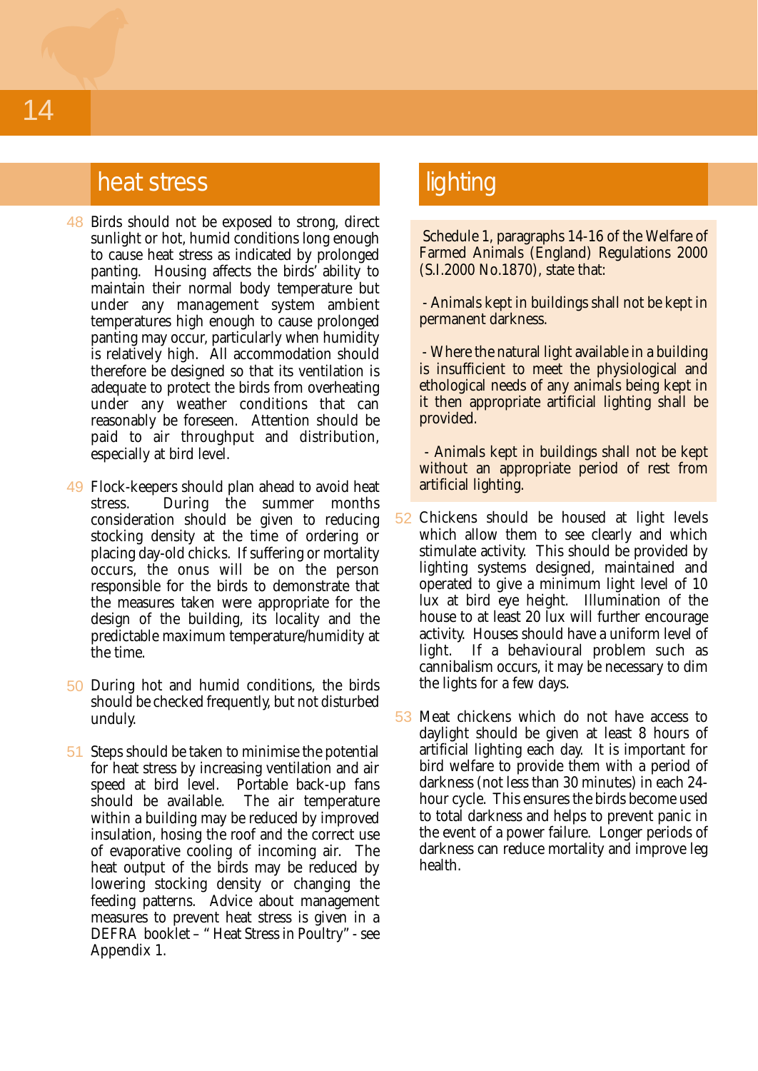## heat stress

48 Birds should not be exposed to strong, direct sunlight or hot, humid conditions long enough to cause heat stress as indicated by prolonged panting. Housing affects the birds' ability to maintain their normal body temperature but under any management system ambient temperatures high enough to cause prolonged panting may occur, particularly when humidity is relatively high. All accommodation should therefore be designed so that its ventilation is adequate to protect the birds from overheating under any weather conditions that can reasonably be foreseen. Attention should be paid to air throughput and distribution, especially at bird level.

49 Flock-keepers should plan ahead to avoid heat stress. During the summer months consideration should be given to reducing stocking density at the time of ordering or placing day-old chicks. If suffering or mortality occurs, the onus will be on the person responsible for the birds to demonstrate that the measures taken were appropriate for the design of the building, its locality and the predictable maximum temperature/humidity at the time.

50 During hot and humid conditions, the birds should be checked frequently, but not disturbed unduly.

51 Steps should be taken to minimise the potential for heat stress by increasing ventilation and air speed at bird level. Portable back-up fans should be available. The air temperature within a building may be reduced by improved insulation, hosing the roof and the correct use of evaporative cooling of incoming air. The heat output of the birds may be reduced by lowering stocking density or changing the feeding patterns. Advice about management measures to prevent heat stress is given in a DEFRA booklet – "Heat Stress in Poultry" - see Appendix 1.

## lighting

Schedule 1, paragraphs 14-16 of the Welfare of Farmed Animals (England) Regulations 2000 (S.I.2000 No.1870), state that:

- Animals kept in buildings shall not be kept in permanent darkness.

- Where the natural light available in a building is insufficient to meet the physiological and ethological needs of any animals being kept in it then appropriate artificial lighting shall be provided.

- Animals kept in buildings shall not be kept without an appropriate period of rest from artificial lighting.

52 Chickens should be housed at light levels which allow them to see clearly and which stimulate activity. This should be provided by lighting systems designed, maintained and operated to give a minimum light level of 10 lux at bird eye height. Illumination of the house to at least 20 lux will further encourage activity. Houses should have a uniform level of light. If a behavioural problem such as cannibalism occurs, it may be necessary to dim the lights for a few days.

53 Meat chickens which do not have access to daylight should be given at least 8 hours of artificial lighting each day. It is important for bird welfare to provide them with a period of darkness (not less than 30 minutes) in each 24-hour cycle. This ensures the birds become used to total darkness and helps to prevent panic in the event of a power failure. Longer periods of darkness can reduce mortality and improve leg health.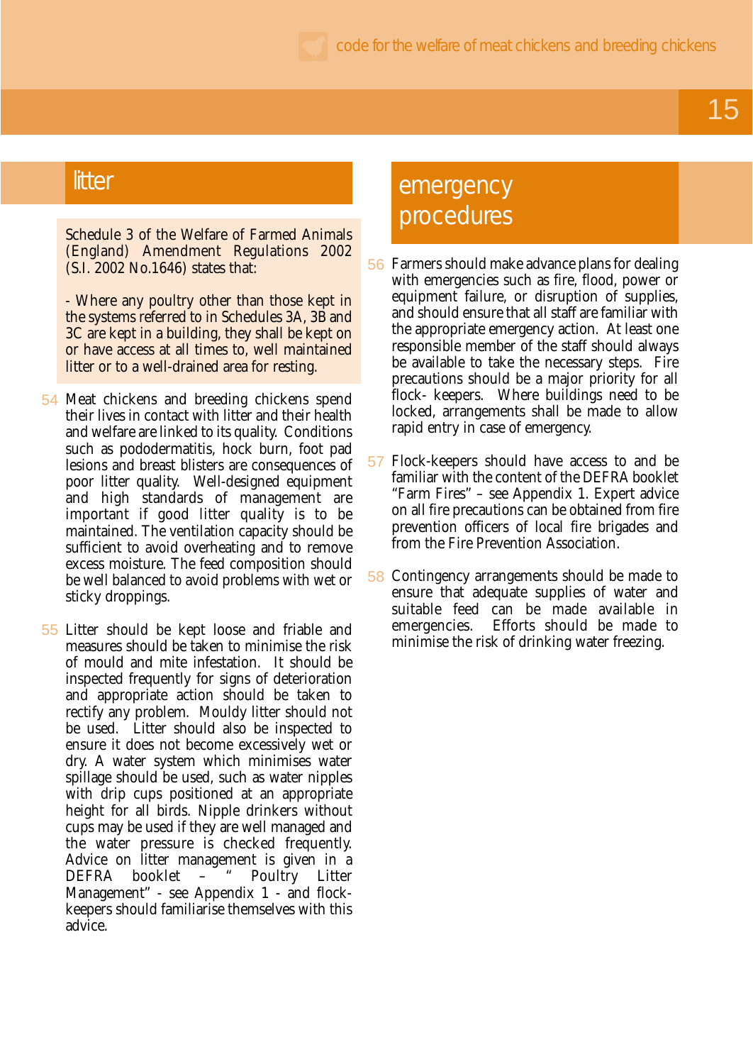## litter

Schedule 3 of the Welfare of Farmed Animals (England) Amendment Regulations 2002 (S.I. 2002 No.1646) states that:

- Where any poultry other than those kept in the systems referred to in Schedules 3A, 3B and 3C are kept in a building, they shall be kept on or have access at all times to, well maintained litter or to a well-drained area for resting.

54 Meat chickens and breeding chickens spend their lives in contact with litter and their health and welfare are linked to its quality. Conditions such as pododermatitis, hock burn, foot pad lesions and breast blisters are consequences of poor litter quality. Well-designed equipment and high standards of management are important if good litter quality is to be maintained. The ventilation capacity should be sufficient to avoid overheating and to remove excess moisture. The feed composition should be well balanced to avoid problems with wet or sticky droppings.

55 Litter should be kept loose and friable and measures should be taken to minimise the risk of mould and mite infestation. It should be inspected frequently for signs of deterioration and appropriate action should be taken to rectify any problem. Mouldy litter should not be used. Litter should also be inspected to ensure it does not become excessively wet or dry. A water system which minimises water spillage should be used, such as water nipples with drip cups positioned at an appropriate height for all birds. Nipple drinkers without cups may be used if they are well managed and the water pressure is checked frequently. Advice on litter management is given in a DEFRA booklet – " Poultry Litter Management" - see Appendix 1 - and flock-keepers should familiarise themselves with this advice.

## emergency procedures

56 Farmers should make advance plans for dealing with emergencies such as fire, flood, power or equipment failure, or disruption of supplies, and should ensure that all staff are familiar with the appropriate emergency action. At least one responsible member of the staff should always be available to take the necessary steps. Fire precautions should be a major priority for all flock- keepers. Where buildings need to be locked, arrangements shall be made to allow rapid entry in case of emergency.

57 Flock-keepers should have access to and be familiar with the content of the DEFRA booklet "Farm Fires" – see Appendix 1. Expert advice on all fire precautions can be obtained from fire prevention officers of local fire brigades and from the Fire Prevention Association.

58 Contingency arrangements should be made to ensure that adequate supplies of water and suitable feed can be made available in emergencies. Efforts should be made to minimise the risk of drinking water freezing.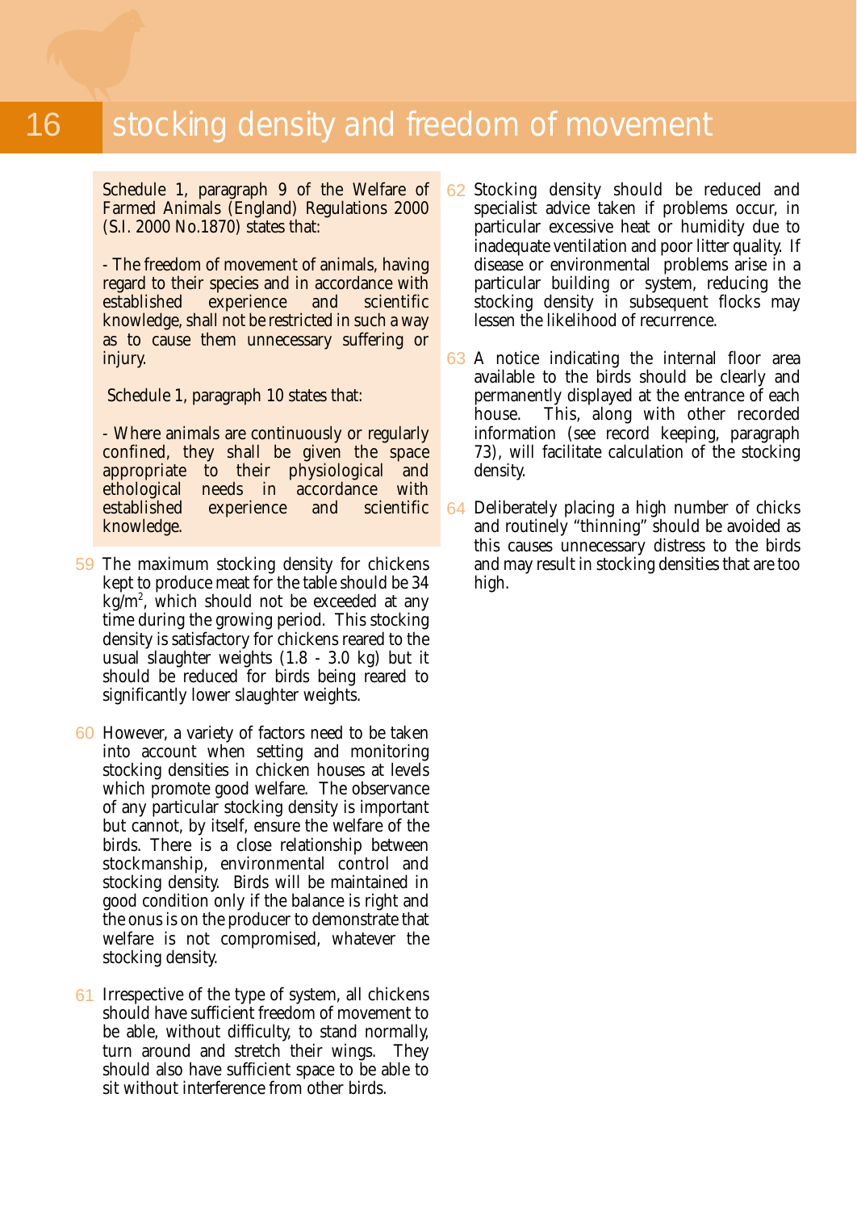# stocking density and freedom of movement

Schedule 1, paragraph 9 of the Welfare of Farmed Animals (England) Regulations 2000 (S.I. 2000 No.1870) states that:

- The freedom of movement of animals, having regard to their species and in accordance with established experience and scientific knowledge, shall not be restricted in such a way as to cause them unnecessary suffering or injury.

Schedule 1, paragraph 10 states that:

- Where animals are continuously or regularly confined, they shall be given the space appropriate to their physiological and ethological needs in accordance with established experience and scientific knowledge.

59 The maximum stocking density for chickens kept to produce meat for the table should be 34 $kg/m^2$, which should not be exceeded at any time during the growing period. This stocking density is satisfactory for chickens reared to the usual slaughter weights (1.8 - 3.0 kg) but it should be reduced for birds being reared to significantly lower slaughter weights.

60 However, a variety of factors need to be taken into account when setting and monitoring stocking densities in chicken houses at levels which promote good welfare. The observance of any particular stocking density is important but cannot, by itself, ensure the welfare of the birds. There is a close relationship between stockmanship, environmental control and stocking density. Birds will be maintained in good condition only if the balance is right and the onus is on the producer to demonstrate that welfare is not compromised, whatever the stocking density.

61 Irrespective of the type of system, all chickens should have sufficient freedom of movement to be able, without difficulty, to stand normally, turn around and stretch their wings. They should also have sufficient space to be able to sit without interference from other birds.

62 Stocking density should be reduced and specialist advice taken if problems occur, in particular excessive heat or humidity due to inadequate ventilation and poor litter quality. If disease or environmental problems arise in a particular building or system, reducing the stocking density in subsequent flocks may lessen the likelihood of recurrence.

63 A notice indicating the internal floor area available to the birds should be clearly and permanently displayed at the entrance of each house. This, along with other recorded information (see record keeping, paragraph 73), will facilitate calculation of the stocking density.

64 Deliberately placing a high number of chicks and routinely "thinning" should be avoided as this causes unnecessary distress to the birds and may result in stocking densities that are too high.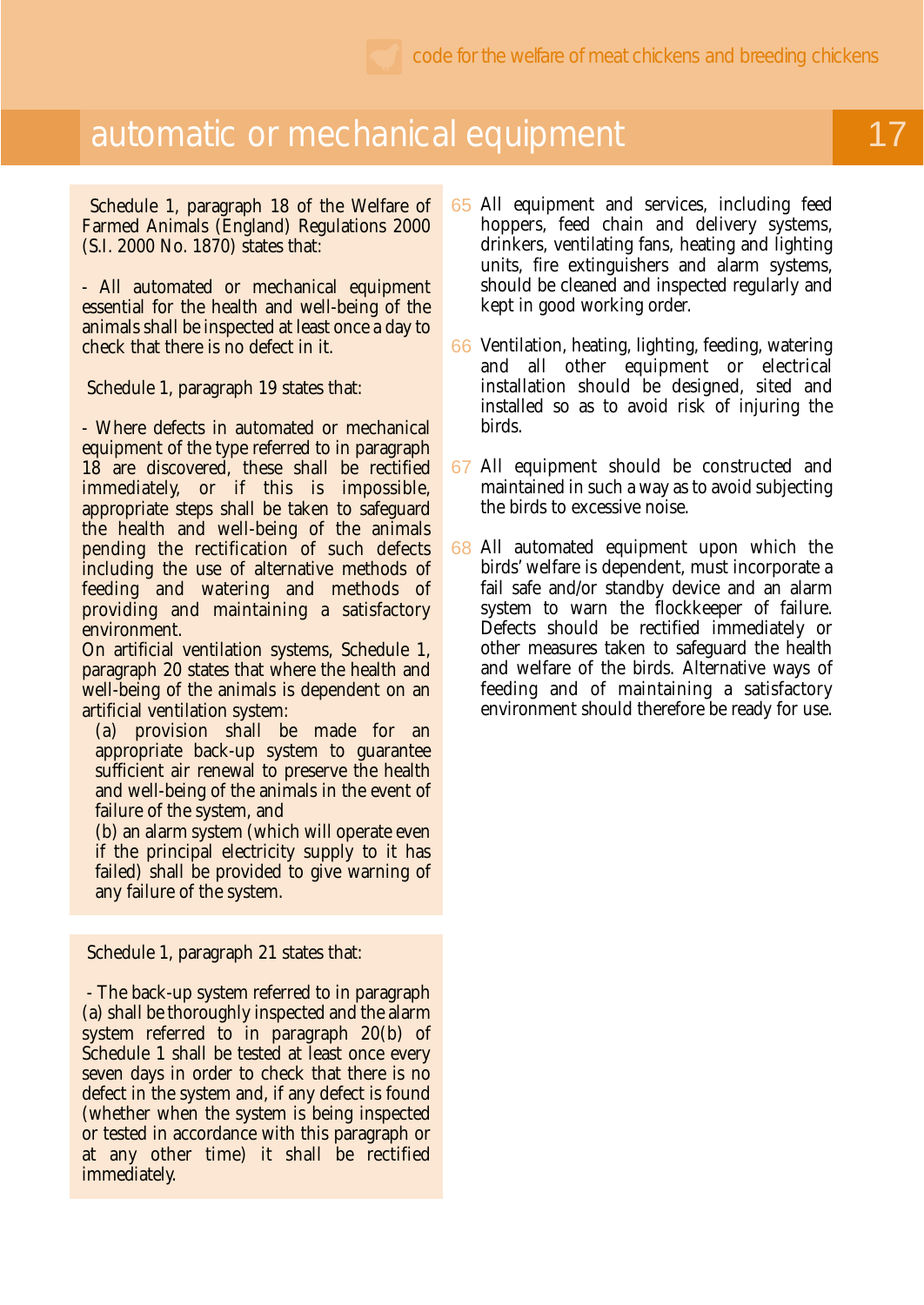## automatic or mechanical equipment

Schedule 1, paragraph 18 of the Welfare of Farmed Animals (England) Regulations 2000 (S.I. 2000 No. 1870) states that:

- All automated or mechanical equipment essential for the health and well-being of the animals shall be inspected at least once a day to check that there is no defect in it.

Schedule 1, paragraph 19 states that:

- Where defects in automated or mechanical equipment of the type referred to in paragraph 18 are discovered, these shall be rectified immediately, or if this is impossible, appropriate steps shall be taken to safeguard the health and well-being of the animals pending the rectification of such defects including the use of alternative methods of feeding and watering and methods of providing and maintaining a satisfactory environment.

On artificial ventilation systems, Schedule 1, paragraph 20 states that where the health and well-being of the animals is dependent on an artificial ventilation system:

(a) provision shall be made for an appropriate back-up system to guarantee sufficient air renewal to preserve the health and well-being of the animals in the event of failure of the system, and

(b) an alarm system (which will operate even if the principal electricity supply to it has failed) shall be provided to give warning of any failure of the system.

Schedule 1, paragraph 21 states that:

- The back-up system referred to in paragraph (a) shall be thoroughly inspected and the alarm system referred to in paragraph 20(b) of Schedule 1 shall be tested at least once every seven days in order to check that there is no defect in the system and, if any defect is found (whether when the system is being inspected or tested in accordance with this paragraph or at any other time) it shall be rectified immediately.

65 All equipment and services, including feed hoppers, feed chain and delivery systems, drinkers, ventilating fans, heating and lighting units, fire extinguishers and alarm systems, should be cleaned and inspected regularly and kept in good working order.

66 Ventilation, heating, lighting, feeding, watering and all other equipment or electrical installation should be designed, sited and installed so as to avoid risk of injuring the birds.

67 All equipment should be constructed and maintained in such a way as to avoid subjecting the birds to excessive noise.

68 All automated equipment upon which the birds' welfare is dependent, must incorporate a fail safe and/or standby device and an alarm system to warn the flockkeeper of failure. Defects should be rectified immediately or other measures taken to safeguard the health and welfare of the birds. Alternative ways of feeding and of maintaining a satisfactory environment should therefore be ready for use.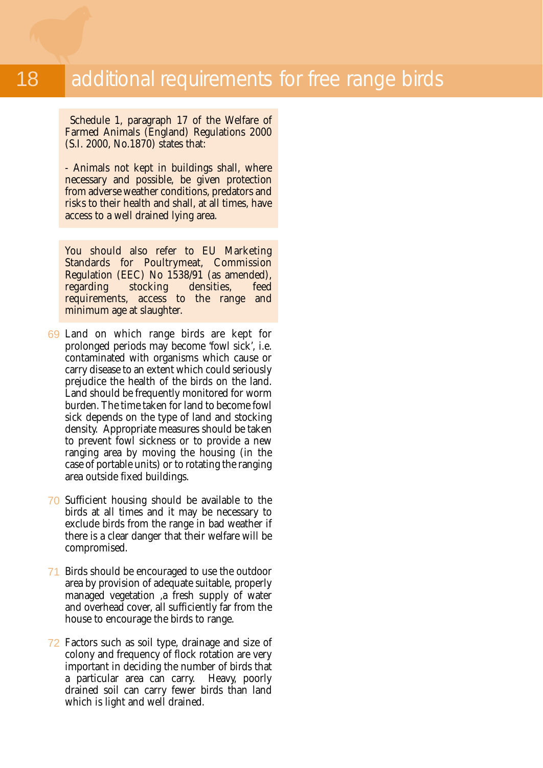# additional requirements for free range birds

Schedule 1, paragraph 17 of the Welfare of Farmed Animals (England) Regulations 2000 (S.I. 2000, No.1870) states that:

- Animals not kept in buildings shall, where necessary and possible, be given protection from adverse weather conditions, predators and risks to their health and shall, at all times, have access to a well drained lying area.

You should also refer to EU Marketing Standards for Poultrymeat, Commission Regulation (EEC) No 1538/91 (as amended), regarding stocking densities, feed requirements, access to the range and minimum age at slaughter.

69 Land on which range birds are kept for prolonged periods may become 'fowl sick', i.e. contaminated with organisms which cause or carry disease to an extent which could seriously prejudice the health of the birds on the land. Land should be frequently monitored for worm burden. The time taken for land to become fowl sick depends on the type of land and stocking density. Appropriate measures should be taken to prevent fowl sickness or to provide a new ranging area by moving the housing (in the case of portable units) or to rotating the ranging area outside fixed buildings.

70 Sufficient housing should be available to the birds at all times and it may be necessary to exclude birds from the range in bad weather if there is a clear danger that their welfare will be compromised.

71 Birds should be encouraged to use the outdoor area by provision of adequate suitable, properly managed vegetation ,a fresh supply of water and overhead cover, all sufficiently far from the house to encourage the birds to range.

72 Factors such as soil type, drainage and size of colony and frequency of flock rotation are very important in deciding the number of birds that a particular area can carry. Heavy, poorly drained soil can carry fewer birds than land which is light and well drained.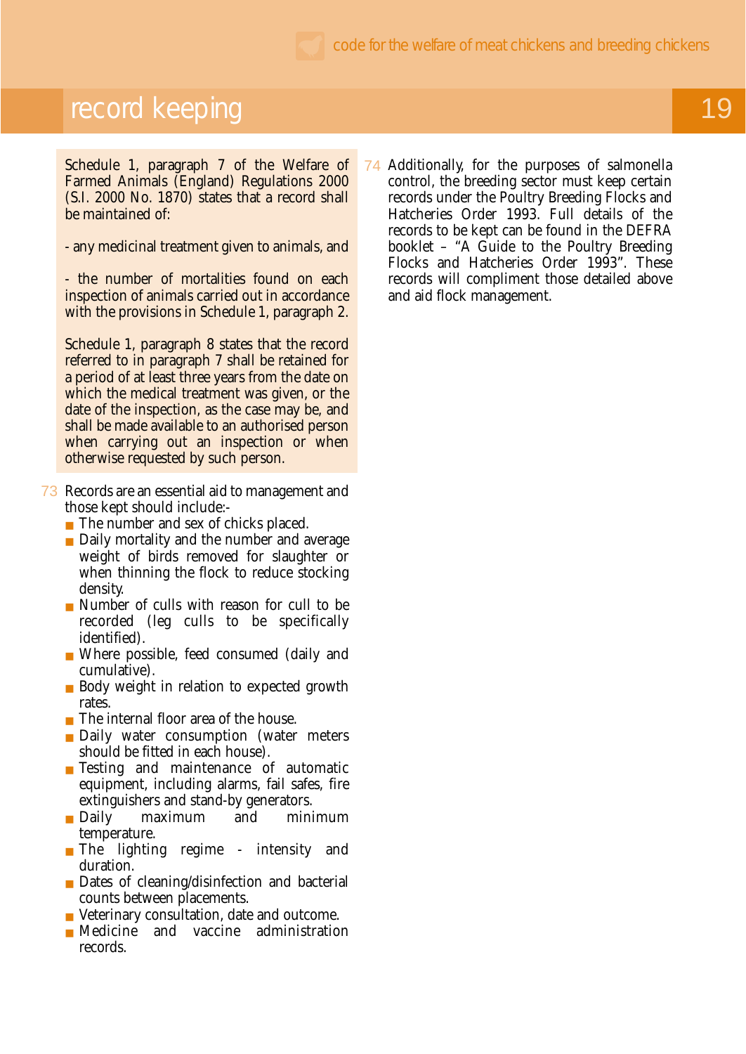# record keeping

Schedule 1, paragraph 7 of the Welfare of Farmed Animals (England) Regulations 2000 (S.I. 2000 No. 1870) states that a record shall be maintained of:

- any medicinal treatment given to animals, and

- the number of mortalities found on each inspection of animals carried out in accordance with the provisions in Schedule 1, paragraph 2.

Schedule 1, paragraph 8 states that the record referred to in paragraph 7 shall be retained for a period of at least three years from the date on which the medical treatment was given, or the date of the inspection, as the case may be, and shall be made available to an authorised person when carrying out an inspection or when otherwise requested by such person.

73 Records are an essential aid to management and those kept should include:-

- The number and sex of chicks placed.
- Daily mortality and the number and average weight of birds removed for slaughter or when thinning the flock to reduce stocking density.
- Number of culls with reason for cull to be recorded (leg culls to be specifically identified).
- Where possible, feed consumed (daily and cumulative).
- Body weight in relation to expected growth rates.
- The internal floor area of the house.
- Daily water consumption (water meters should be fitted in each house).
- Testing and maintenance of automatic equipment, including alarms, fail safes, fire extinguishers and stand-by generators.
- Daily maximum and minimum temperature.
- The lighting regime - intensity and duration.
- Dates of cleaning/disinfection and bacterial counts between placements.
- Veterinary consultation, date and outcome.
- Medicine and vaccine administration records.

74 Additionally, for the purposes of salmonella control, the breeding sector must keep certain records under the Poultry Breeding Flocks and Hatcheries Order 1993. Full details of the records to be kept can be found in the DEFRA booklet – "A Guide to the Poultry Breeding Flocks and Hatcheries Order 1993". These records will compliment those detailed above and aid flock management.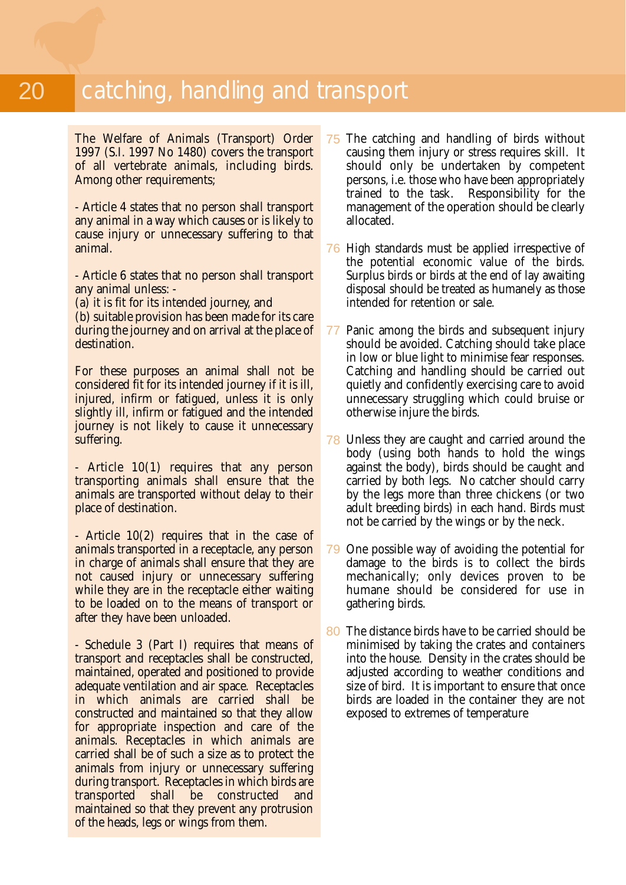## catching, handling and transport

The Welfare of Animals (Transport) Order 1997 (S.I. 1997 No 1480) covers the transport of all vertebrate animals, including birds. Among other requirements;

- Article 4 states that no person shall transport any animal in a way which causes or is likely to cause injury or unnecessary suffering to that animal.

- Article 6 states that no person shall transport any animal unless: -
(a) it is fit for its intended journey, and
(b) suitable provision has been made for its care during the journey and on arrival at the place of destination.

For these purposes an animal shall not be considered fit for its intended journey if it is ill, injured, infirm or fatigued, unless it is only slightly ill, infirm or fatigued and the intended journey is not likely to cause it unnecessary suffering.

- Article 10(1) requires that any person transporting animals shall ensure that the animals are transported without delay to their place of destination.

- Article 10(2) requires that in the case of animals transported in a receptacle, any person in charge of animals shall ensure that they are not caused injury or unnecessary suffering while they are in the receptacle either waiting to be loaded on to the means of transport or after they have been unloaded.

- Schedule 3 (Part I) requires that means of transport and receptacles shall be constructed, maintained, operated and positioned to provide adequate ventilation and air space. Receptacles in which animals are carried shall be constructed and maintained so that they allow for appropriate inspection and care of the animals. Receptacles in which animals are carried shall be of such a size as to protect the animals from injury or unnecessary suffering during transport. Receptacles in which birds are transported shall be constructed and maintained so that they prevent any protrusion of the heads, legs or wings from them.

75 The catching and handling of birds without causing them injury or stress requires skill. It should only be undertaken by competent persons, i.e. those who have been appropriately trained to the task. Responsibility for the management of the operation should be clearly allocated.

76 High standards must be applied irrespective of the potential economic value of the birds. Surplus birds or birds at the end of lay awaiting disposal should be treated as humanely as those intended for retention or sale.

77 Panic among the birds and subsequent injury should be avoided. Catching should take place in low or blue light to minimise fear responses. Catching and handling should be carried out quietly and confidently exercising care to avoid unnecessary struggling which could bruise or otherwise injure the birds.

78 Unless they are caught and carried around the body (using both hands to hold the wings against the body), birds should be caught and carried by both legs. No catcher should carry by the legs more than three chickens (or two adult breeding birds) in each hand. Birds must not be carried by the wings or by the neck.

79 One possible way of avoiding the potential for damage to the birds is to collect the birds mechanically; only devices proven to be humane should be considered for use in gathering birds.

80 The distance birds have to be carried should be minimised by taking the crates and containers into the house. Density in the crates should be adjusted according to weather conditions and size of bird. It is important to ensure that once birds are loaded in the container they are not exposed to extremes of temperature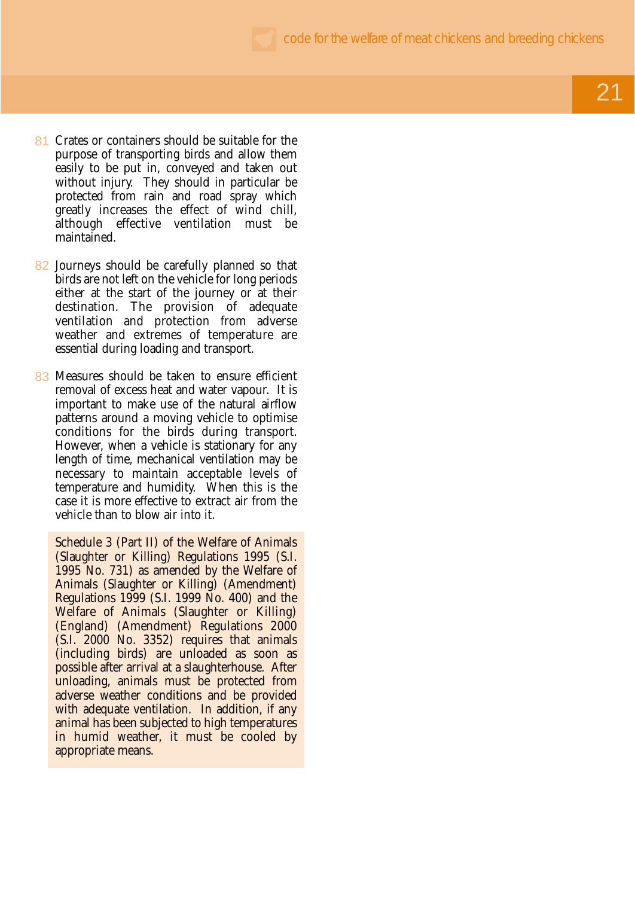81 Crates or containers should be suitable for the purpose of transporting birds and allow them easily to be put in, conveyed and taken out without injury. They should in particular be protected from rain and road spray which greatly increases the effect of wind chill, although effective ventilation must be maintained.

82 Journeys should be carefully planned so that birds are not left on the vehicle for long periods either at the start of the journey or at their destination. The provision of adequate ventilation and protection from adverse weather and extremes of temperature are essential during loading and transport.

83 Measures should be taken to ensure efficient removal of excess heat and water vapour. It is important to make use of the natural airflow patterns around a moving vehicle to optimise conditions for the birds during transport. However, when a vehicle is stationary for any length of time, mechanical ventilation may be necessary to maintain acceptable levels of temperature and humidity. When this is the case it is more effective to extract air from the vehicle than to blow air into it.

> Schedule 3 (Part II) of the Welfare of Animals (Slaughter or Killing) Regulations 1995 (S.I. 1995 No. 731) as amended by the Welfare of Animals (Slaughter or Killing) (Amendment) Regulations 1999 (S.I. 1999 No. 400) and the Welfare of Animals (Slaughter or Killing) (England) (Amendment) Regulations 2000 (S.I. 2000 No. 3352) requires that animals (including birds) are unloaded as soon as possible after arrival at a slaughterhouse. After unloading, animals must be protected from adverse weather conditions and be provided with adequate ventilation. In addition, if any animal has been subjected to high temperatures in humid weather, it must be cooled by appropriate means.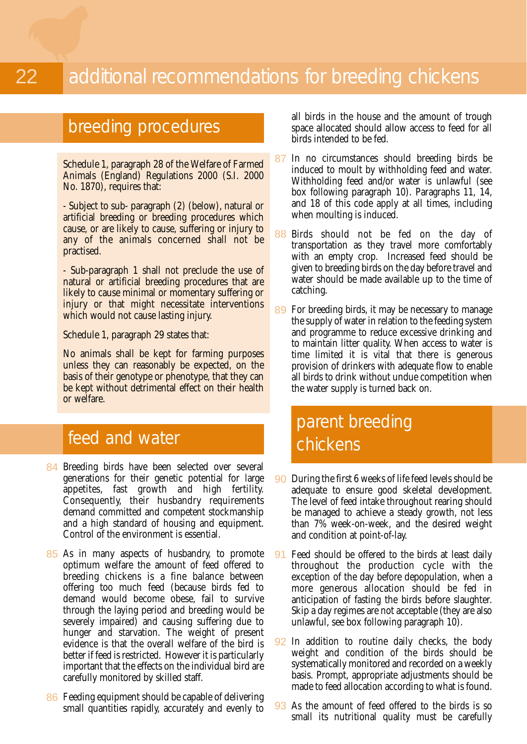# additional recommendations for breeding chickens

## breeding procedures

Schedule 1, paragraph 28 of the Welfare of Farmed Animals (England) Regulations 2000 (S.I. 2000 No. 1870), requires that:

- Subject to sub- paragraph (2) (below), natural or artificial breeding or breeding procedures which cause, or are likely to cause, suffering or injury to any of the animals concerned shall not be practised.

- Sub-paragraph 1 shall not preclude the use of natural or artificial breeding procedures that are likely to cause minimal or momentary suffering or injury or that might necessitate interventions which would not cause lasting injury.

Schedule 1, paragraph 29 states that:

No animals shall be kept for farming purposes unless they can reasonably be expected, on the basis of their genotype or phenotype, that they can be kept without detrimental effect on their health or welfare.

## feed and water

84 Breeding birds have been selected over several generations for their genetic potential for large appetites, fast growth and high fertility. Consequently, their husbandry requirements demand committed and competent stockmanship and a high standard of housing and equipment. Control of the environment is essential.

85 As in many aspects of husbandry, to promote optimum welfare the amount of feed offered to breeding chickens is a fine balance between offering too much feed (because birds fed to demand would become obese, fail to survive through the laying period and breeding would be severely impaired) and causing suffering due to hunger and starvation. The weight of present evidence is that the overall welfare of the bird is better if feed is restricted. However it is particularly important that the effects on the individual bird are carefully monitored by skilled staff.

86 Feeding equipment should be capable of delivering small quantities rapidly, accurately and evenly to all birds in the house and the amount of trough space allocated should allow access to feed for all birds intended to be fed.

87 In no circumstances should breeding birds be induced to moult by withholding feed and water. Withholding feed and/or water is unlawful (see box following paragraph 10). Paragraphs 11, 14, and 18 of this code apply at all times, including when moulting is induced.

88 Birds should not be fed on the day of transportation as they travel more comfortably with an empty crop. Increased feed should be given to breeding birds on the day before travel and water should be made available up to the time of catching.

89 For breeding birds, it may be necessary to manage the supply of water in relation to the feeding system and programme to reduce excessive drinking and to maintain litter quality. When access to water is time limited it is vital that there is generous provision of drinkers with adequate flow to enable all birds to drink without undue competition when the water supply is turned back on.

## parent breeding chickens

90 During the first 6 weeks of life feed levels should be adequate to ensure good skeletal development. The level of feed intake throughout rearing should be managed to achieve a steady growth, not less than 7% week-on-week, and the desired weight and condition at point-of-lay.

91 Feed should be offered to the birds at least daily throughout the production cycle with the exception of the day before depopulation, when a more generous allocation should be fed in anticipation of fasting the birds before slaughter. Skip a day regimes are not acceptable (they are also unlawful, see box following paragraph 10).

92 In addition to routine daily checks, the body weight and condition of the birds should be systematically monitored and recorded on a weekly basis. Prompt, appropriate adjustments should be made to feed allocation according to what is found.

93 As the amount of feed offered to the birds is so small its nutritional quality must be carefully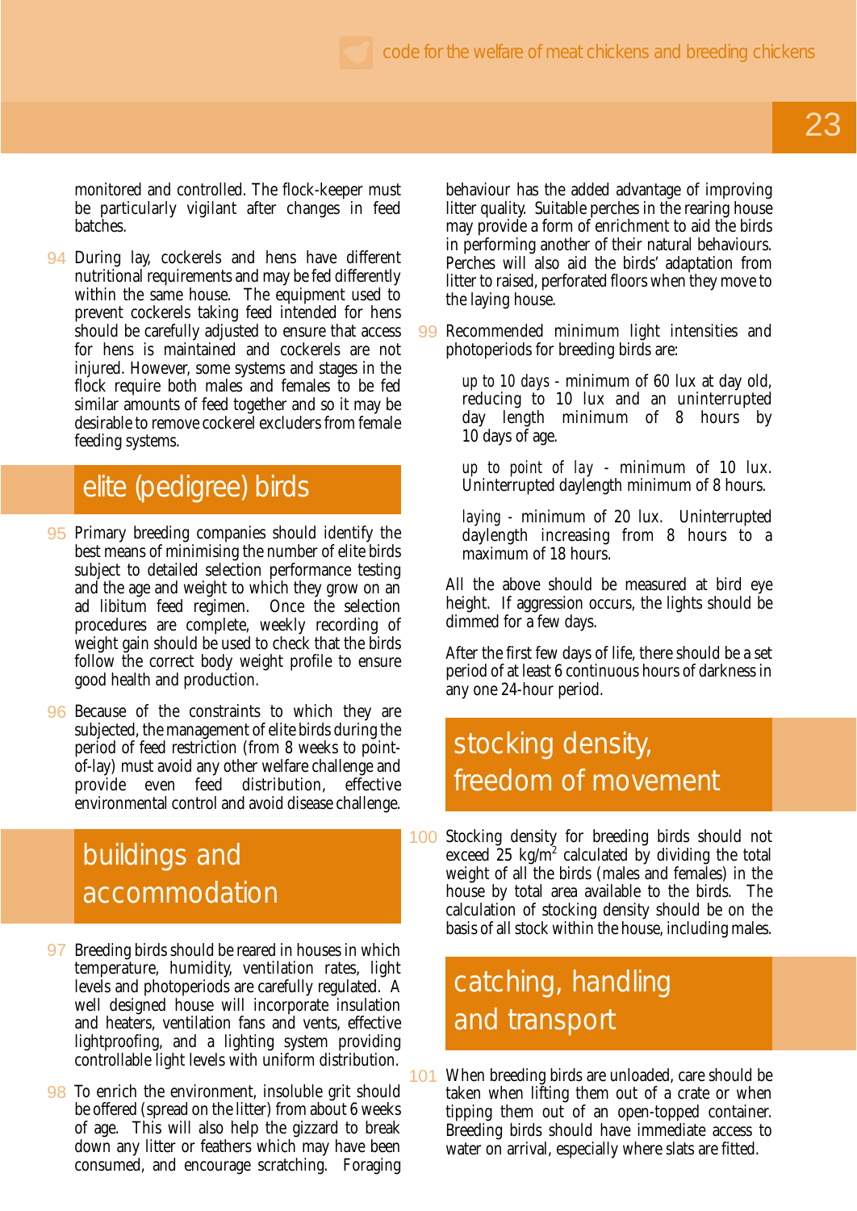monitored and controlled. The flock-keeper must be particularly vigilant after changes in feed batches.

94 During lay, cockerels and hens have different nutritional requirements and may be fed differently within the same house. The equipment used to prevent cockerels taking feed intended for hens should be carefully adjusted to ensure that access for hens is maintained and cockerels are not injured. However, some systems and stages in the flock require both males and females to be fed similar amounts of feed together and so it may be desirable to remove cockerel excluders from female feeding systems.

## elite (pedigree) birds

95 Primary breeding companies should identify the best means of minimising the number of elite birds subject to detailed selection performance testing and the age and weight to which they grow on an ad libitum feed regimen. Once the selection procedures are complete, weekly recording of weight gain should be used to check that the birds follow the correct body weight profile to ensure good health and production.

96 Because of the constraints to which they are subjected, the management of elite birds during the period of feed restriction (from 8 weeks to point-of-lay) must avoid any other welfare challenge and provide even feed distribution, effective environmental control and avoid disease challenge.

## buildings and accommodation

97 Breeding birds should be reared in houses in which temperature, humidity, ventilation rates, light levels and photoperiods are carefully regulated. A well designed house will incorporate insulation and heaters, ventilation fans and vents, effective lightproofing, and a lighting system providing controllable light levels with uniform distribution.

98 To enrich the environment, insoluble grit should be offered (spread on the litter) from about 6 weeks of age. This will also help the gizzard to break down any litter or feathers which may have been consumed, and encourage scratching. Foraging behaviour has the added advantage of improving litter quality. Suitable perches in the rearing house may provide a form of enrichment to aid the birds in performing another of their natural behaviours. Perches will also aid the birds' adaptation from litter to raised, perforated floors when they move to the laying house.

99 Recommended minimum light intensities and photoperiods for breeding birds are:

*up to 10 days* - minimum of 60 lux at day old, reducing to 10 lux and an uninterrupted day length minimum of 8 hours by 10 days of age.

*up to point of lay* - minimum of 10 lux. Uninterrupted daylength minimum of 8 hours.

*laying* - minimum of 20 lux. Uninterrupted daylength increasing from 8 hours to a maximum of 18 hours.

All the above should be measured at bird eye height. If aggression occurs, the lights should be dimmed for a few days.

After the first few days of life, there should be a set period of at least 6 continuous hours of darkness in any one 24-hour period.

## stocking density, freedom of movement

100 Stocking density for breeding birds should not exceed 25 $kg/m^2$ calculated by dividing the total weight of all the birds (males and females) in the house by total area available to the birds. The calculation of stocking density should be on the basis of all stock within the house, including males.

## catching, handling and transport

101 When breeding birds are unloaded, care should be taken when lifting them out of a crate or when tipping them out of an open-topped container. Breeding birds should have immediate access to water on arrival, especially where slats are fitted.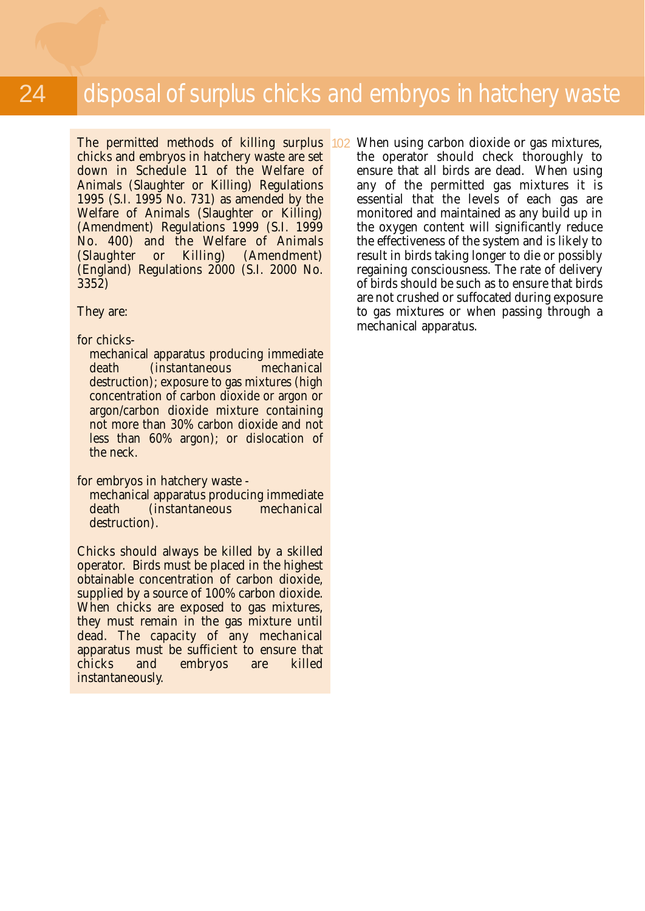## disposal of surplus chicks and embryos in hatchery waste

The permitted methods of killing surplus chicks and embryos in hatchery waste are set down in Schedule 11 of the Welfare of Animals (Slaughter or Killing) Regulations 1995 (S.I. 1995 No. 731) as amended by the Welfare of Animals (Slaughter or Killing) (Amendment) Regulations 1999 (S.I. 1999 No. 400) and the Welfare of Animals (Slaughter or Killing) (Amendment) (England) Regulations 2000 (S.I. 2000 No. 3352)

They are:

for chicks-

mechanical apparatus producing immediate death (instantaneous mechanical destruction); exposure to gas mixtures (high concentration of carbon dioxide or argon or argon/carbon dioxide mixture containing not more than 30% carbon dioxide and not less than 60% argon); or dislocation of the neck.

for embryos in hatchery waste -

mechanical apparatus producing immediate death (instantaneous mechanical destruction).

Chicks should always be killed by a skilled operator. Birds must be placed in the highest obtainable concentration of carbon dioxide, supplied by a source of 100% carbon dioxide. When chicks are exposed to gas mixtures, they must remain in the gas mixture until dead. The capacity of any mechanical apparatus must be sufficient to ensure that chicks and embryos are killed instantaneously.

102 When using carbon dioxide or gas mixtures, the operator should check thoroughly to ensure that all birds are dead. When using any of the permitted gas mixtures it is essential that the levels of each gas are monitored and maintained as any build up in the oxygen content will significantly reduce the effectiveness of the system and is likely to result in birds taking longer to die or possibly regaining consciousness. The rate of delivery of birds should be such as to ensure that birds are not crushed or suffocated during exposure to gas mixtures or when passing through a mechanical apparatus.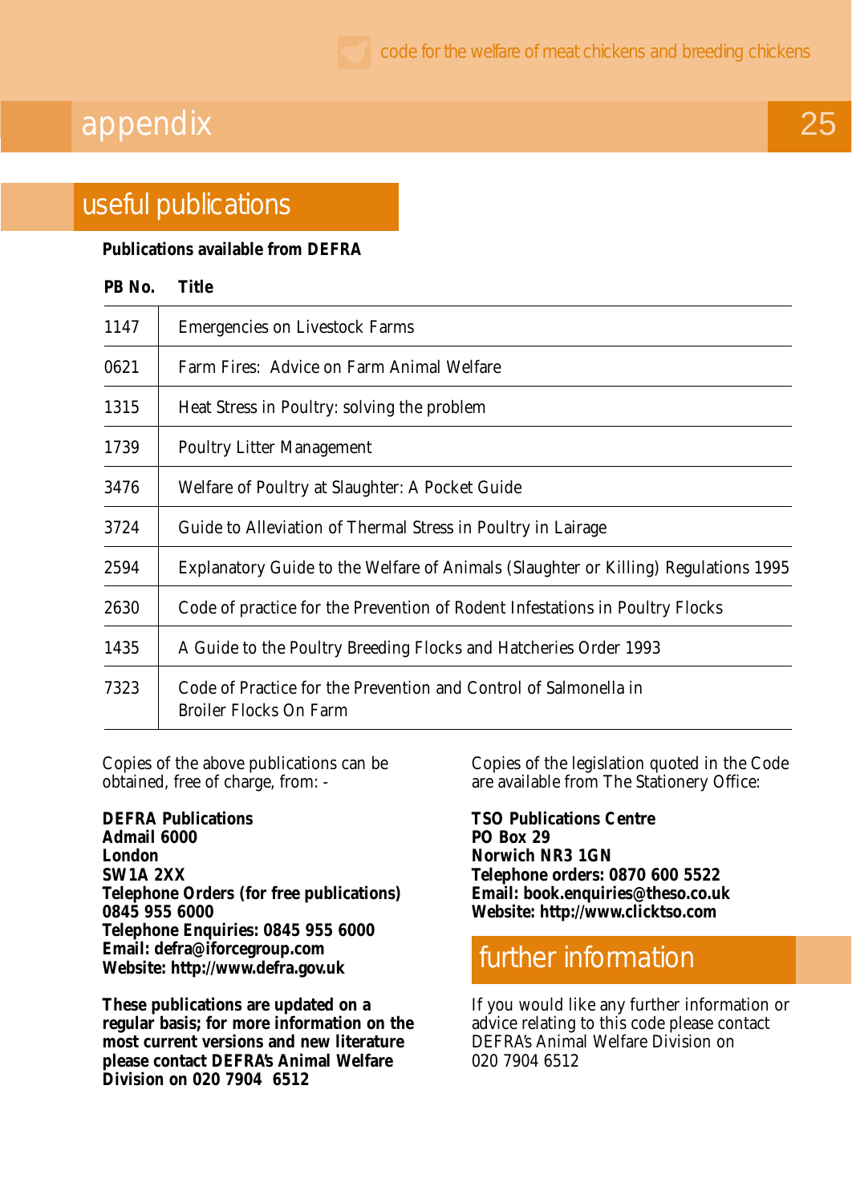# appendix

## useful publications

**Publications available from DEFRA**

| PB No. | Title |
|---|---|
| 1147 | Emergencies on Livestock Farms |
| 0621 | Farm Fires: Advice on Farm Animal Welfare |
| 1315 | Heat Stress in Poultry: solving the problem |
| 1739 | Poultry Litter Management |
| 3476 | Welfare of Poultry at Slaughter: A Pocket Guide |
| 3724 | Guide to Alleviation of Thermal Stress in Poultry in Lairage |
| 2594 | Explanatory Guide to the Welfare of Animals (Slaughter or Killing) Regulations 1995 |
| 2630 | Code of practice for the Prevention of Rodent Infestations in Poultry Flocks |
| 1435 | A Guide to the Poultry Breeding Flocks and Hatcheries Order 1993 |
| 7323 | Code of Practice for the Prevention and Control of Salmonella in Broiler Flocks On Farm |

Copies of the above publications can be obtained, free of charge, from: -

**DEFRA Publications**
**Admail 6000**
**London**
**SW1A 2XX**
**Telephone Orders (for free publications) 0845 955 6000**
**Telephone Enquiries: 0845 955 6000**
**Email: defra@iforcegroup.com**
**Website: http://www.defra.gov.uk**

**These publications are updated on a regular basis; for more information on the most current versions and new literature please contact DEFRA's Animal Welfare Division on 020 7904 6512**

Copies of the legislation quoted in the Code are available from The Stationery Office:

**TSO Publications Centre**
**PO Box 29**
**Norwich NR3 1GN**
**Telephone orders: 0870 600 5522**
**Email: book.enquiries@theso.co.uk**
**Website: http://www.clicktso.com**

## further information

If you would like any further information or advice relating to this code please contact DEFRA's Animal Welfare Division on 020 7904 6512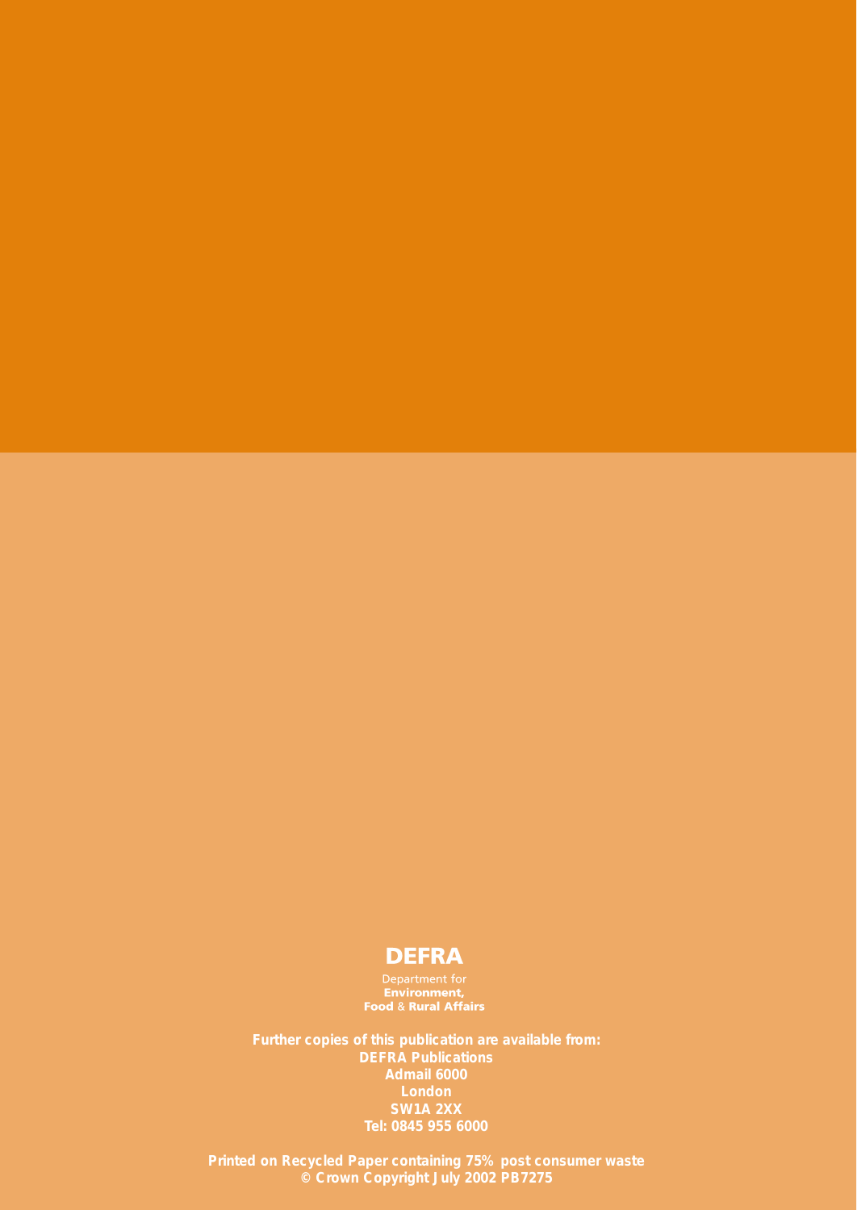**DEFRA**

Department for
**Environment,**
**Food** & **Rural Affairs**

**Further copies of this publication are available from:**
**DEFRA Publications**
**Admail 6000**
**London**
**SW1A 2XX**
**Tel: 0845 955 6000**

**Printed on Recycled Paper containing 75% post consumer waste**
**© Crown Copyright July 2002 PB7275**